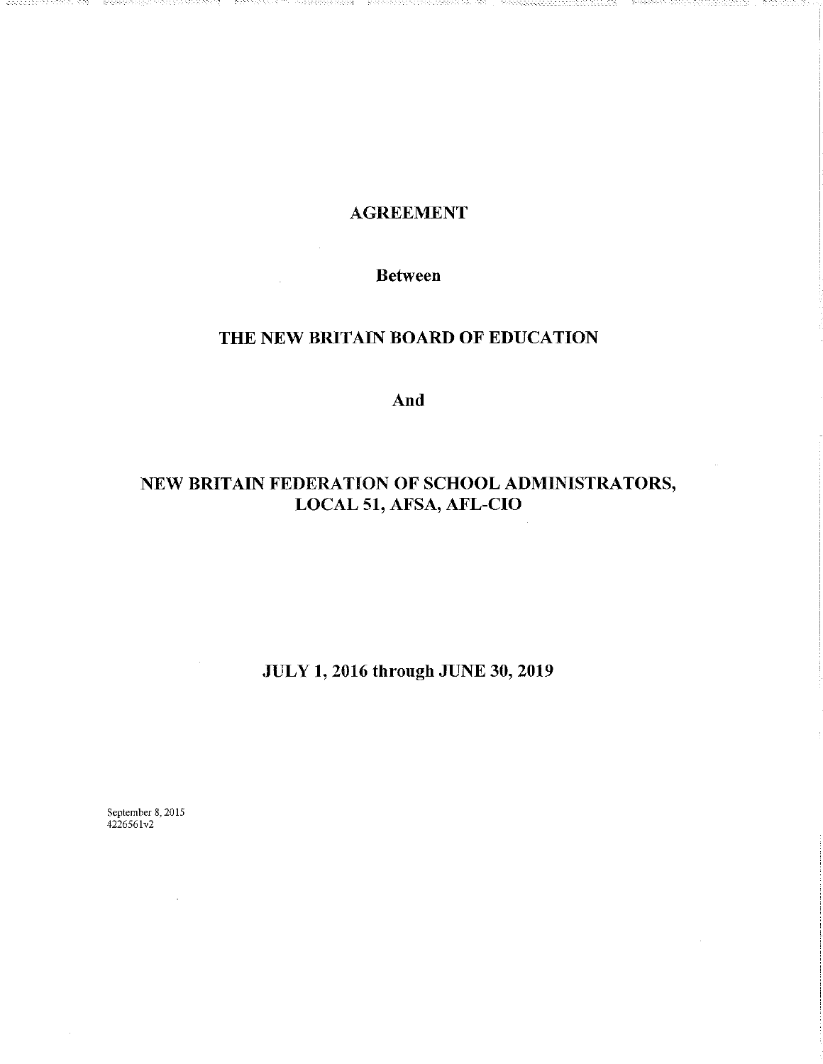# AGREEMENT

**Between**

## THE NEW BRITAIN BOARD OF EDUCATION

**And**

## NEW BRITAIN FEDERATION OF SCHOOL ADMINISTRATORS, LOCAL 51, AFSA, AFL-CIO

## JULY 1, 2016 through JUNE 30, 2019

September 8, 2015
4226561v2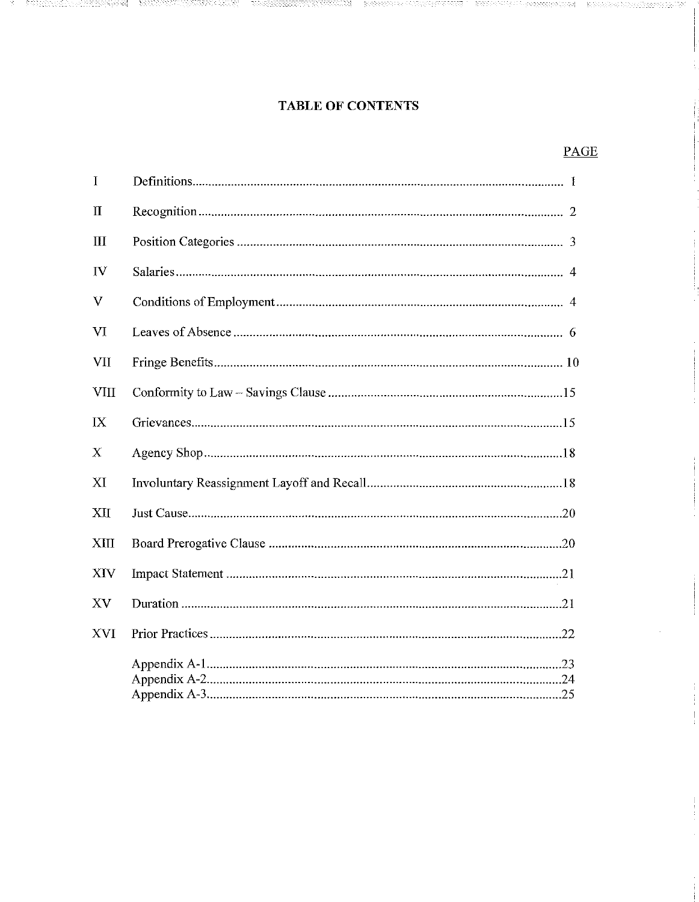# TABLE OF CONTENTS

| | | PAGE |
|---|---|---|
| I | Definitions | 1 |
| II | Recognition | 2 |
| III | Position Categories | 3 |
| IV | Salaries | 4 |
| V | Conditions of Employment | 4 |
| VI | Leaves of Absence | 6 |
| VII | Fringe Benefits | 10 |
| VIII | Conformity to Law – Savings Clause | 15 |
| IX | Grievances | 15 |
| X | Agency Shop | 18 |
| XI | Involuntary Reassignment Layoff and Recall | 18 |
| XII | Just Cause | 20 |
| XIII | Board Prerogative Clause | 20 |
| XIV | Impact Statement | 21 |
| XV | Duration | 21 |
| XVI | Prior Practices | 22 |
| | Appendix A-1 | 23 |
| | Appendix A-2 | 24 |
| | Appendix A-3 | 25 |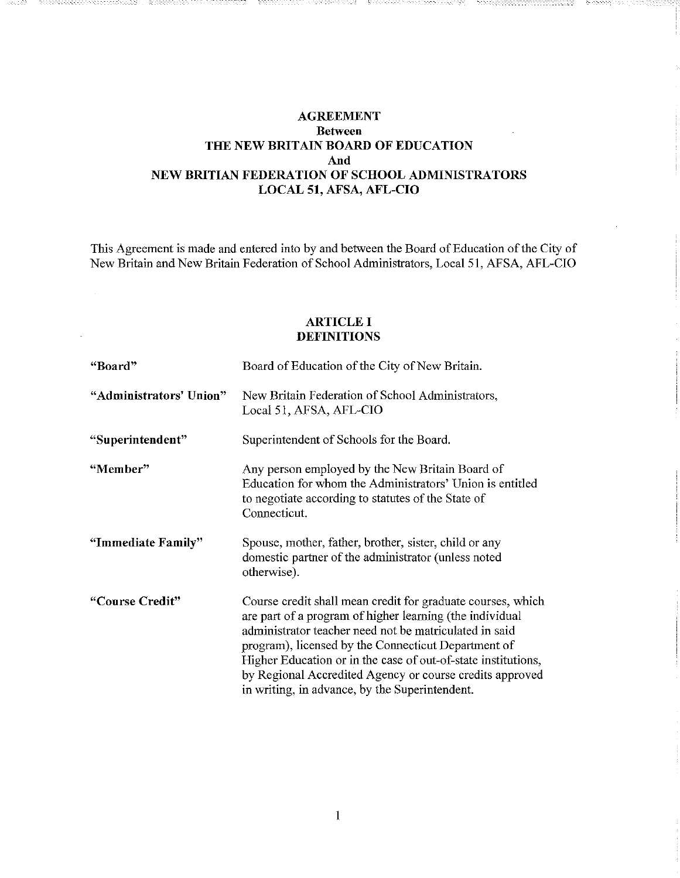# AGREEMENT
## Between
# THE NEW BRITAIN BOARD OF EDUCATION
## And
# NEW BRITIAN FEDERATION OF SCHOOL ADMINISTRATORS
# LOCAL 51, AFSA, AFL-CIO

This Agreement is made and entered into by and between the Board of Education of the City of New Britain and New Britain Federation of School Administrators, Local 51, AFSA, AFL-CIO

## ARTICLE I
## DEFINITIONS

| | |
|---|---|
| **"Board"** | Board of Education of the City of New Britain. |
| **"Administrators' Union"** | New Britain Federation of School Administrators, Local 51, AFSA, AFL-CIO |
| **"Superintendent"** | Superintendent of Schools for the Board. |
| **"Member"** | Any person employed by the New Britain Board of Education for whom the Administrators' Union is entitled to negotiate according to statutes of the State of Connecticut. |
| **"Immediate Family"** | Spouse, mother, father, brother, sister, child or any domestic partner of the administrator (unless noted otherwise). |
| **"Course Credit"** | Course credit shall mean credit for graduate courses, which are part of a program of higher learning (the individual administrator teacher need not be matriculated in said program), licensed by the Connecticut Department of Higher Education or in the case of out-of-state institutions, by Regional Accredited Agency or course credits approved in writing, in advance, by the Superintendent. |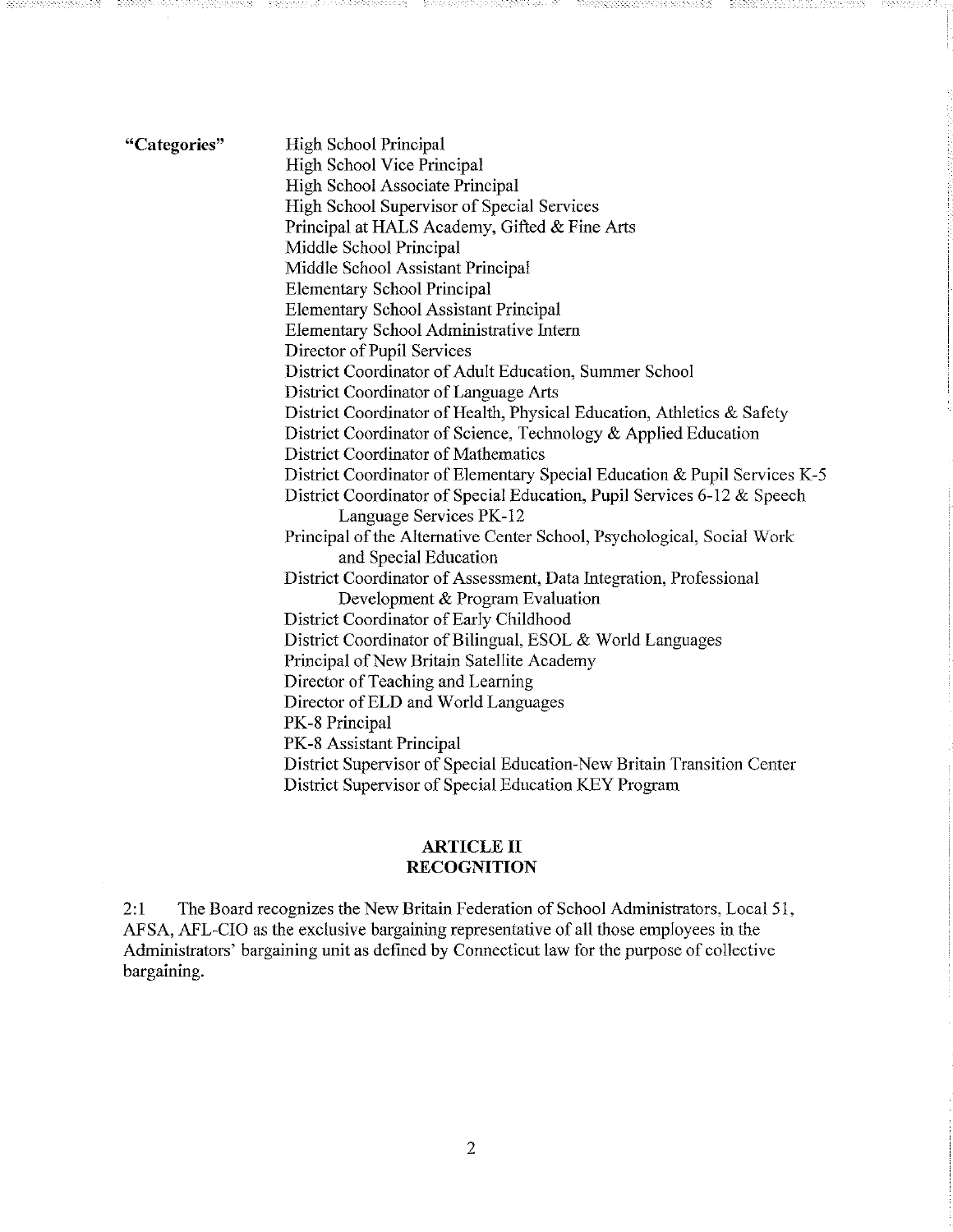**"Categories"**

- High School Principal
- High School Vice Principal
- High School Associate Principal
- High School Supervisor of Special Services
- Principal at HALS Academy, Gifted & Fine Arts
- Middle School Principal
- Middle School Assistant Principal
- Elementary School Principal
- Elementary School Assistant Principal
- Elementary School Administrative Intern
- Director of Pupil Services
- District Coordinator of Adult Education, Summer School
- District Coordinator of Language Arts
- District Coordinator of Health, Physical Education, Athletics & Safety
- District Coordinator of Science, Technology & Applied Education
- District Coordinator of Mathematics
- District Coordinator of Elementary Special Education & Pupil Services K-5
- District Coordinator of Special Education, Pupil Services 6-12 & Speech Language Services PK-12
- Principal of the Alternative Center School, Psychological, Social Work and Special Education
- District Coordinator of Assessment, Data Integration, Professional Development & Program Evaluation
- District Coordinator of Early Childhood
- District Coordinator of Bilingual, ESOL & World Languages
- Principal of New Britain Satellite Academy
- Director of Teaching and Learning
- Director of ELD and World Languages
- PK-8 Principal
- PK-8 Assistant Principal
- District Supervisor of Special Education-New Britain Transition Center
- District Supervisor of Special Education KEY Program

## ARTICLE II
## RECOGNITION

2:1 The Board recognizes the New Britain Federation of School Administrators, Local 51, AFSA, AFL-CIO as the exclusive bargaining representative of all those employees in the Administrators' bargaining unit as defined by Connecticut law for the purpose of collective bargaining.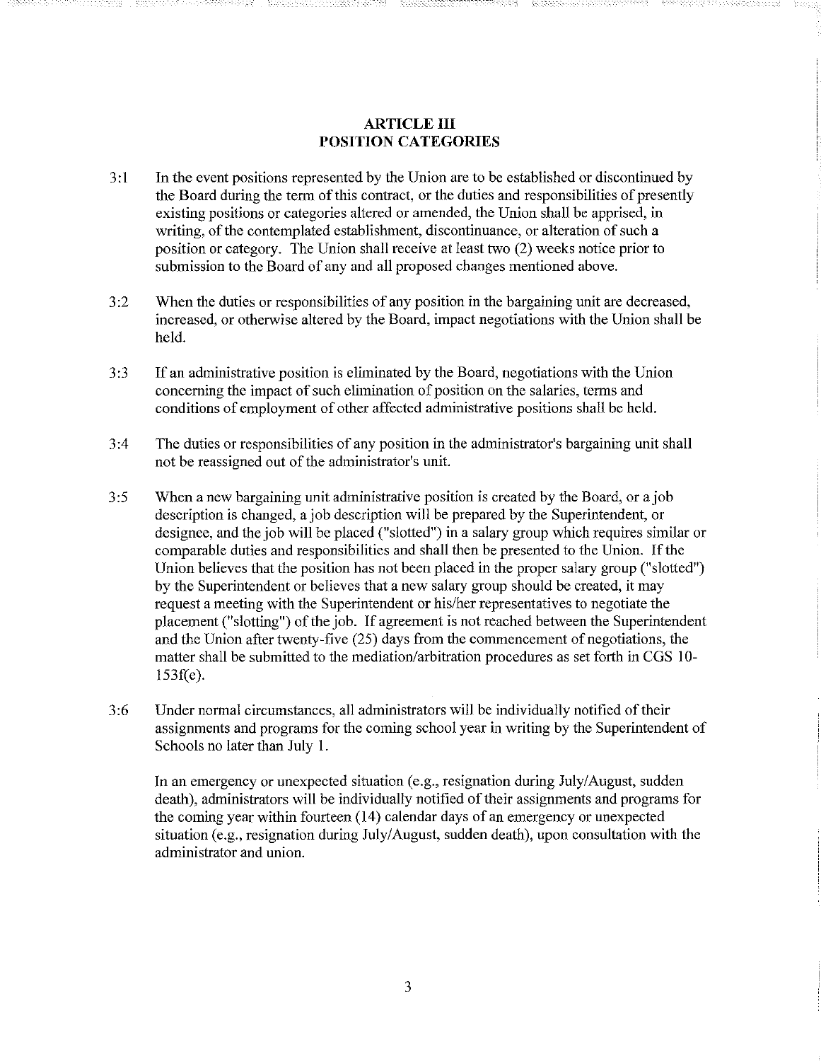# ARTICLE III
# POSITION CATEGORIES

3:1 In the event positions represented by the Union are to be established or discontinued by the Board during the term of this contract, or the duties and responsibilities of presently existing positions or categories altered or amended, the Union shall be apprised, in writing, of the contemplated establishment, discontinuance, or alteration of such a position or category. The Union shall receive at least two (2) weeks notice prior to submission to the Board of any and all proposed changes mentioned above.

3:2 When the duties or responsibilities of any position in the bargaining unit are decreased, increased, or otherwise altered by the Board, impact negotiations with the Union shall be held.

3:3 If an administrative position is eliminated by the Board, negotiations with the Union concerning the impact of such elimination of position on the salaries, terms and conditions of employment of other affected administrative positions shall be held.

3:4 The duties or responsibilities of any position in the administrator's bargaining unit shall not be reassigned out of the administrator's unit.

3:5 When a new bargaining unit administrative position is created by the Board, or a job description is changed, a job description will be prepared by the Superintendent, or designee, and the job will be placed ("slotted") in a salary group which requires similar or comparable duties and responsibilities and shall then be presented to the Union. If the Union believes that the position has not been placed in the proper salary group ("slotted") by the Superintendent or believes that a new salary group should be created, it may request a meeting with the Superintendent or his/her representatives to negotiate the placement ("slotting") of the job. If agreement is not reached between the Superintendent and the Union after twenty-five (25) days from the commencement of negotiations, the matter shall be submitted to the mediation/arbitration procedures as set forth in CGS 10-153f(e).

3:6 Under normal circumstances, all administrators will be individually notified of their assignments and programs for the coming school year in writing by the Superintendent of Schools no later than July 1.

In an emergency or unexpected situation (e.g., resignation during July/August, sudden death), administrators will be individually notified of their assignments and programs for the coming year within fourteen (14) calendar days of an emergency or unexpected situation (e.g., resignation during July/August, sudden death), upon consultation with the administrator and union.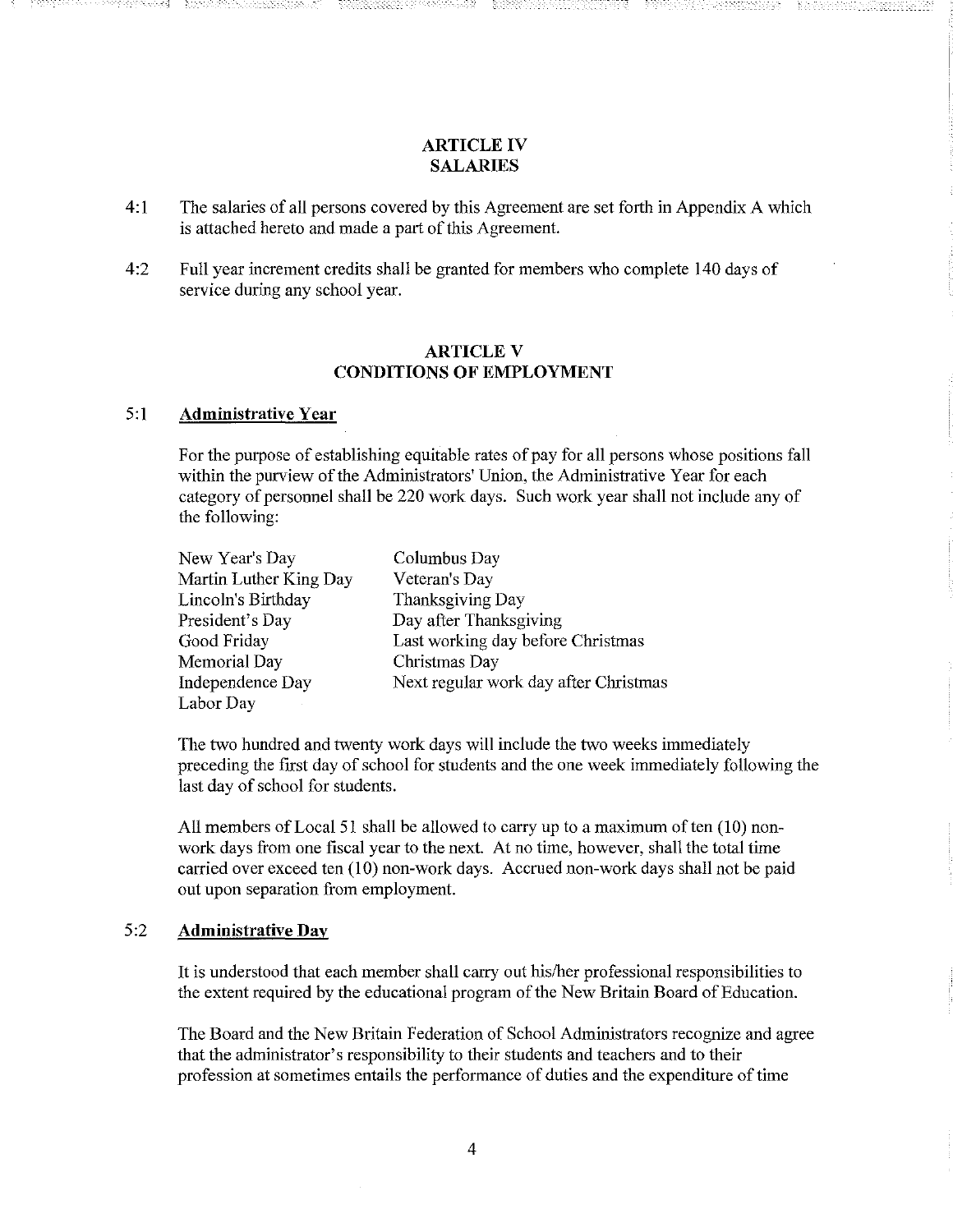## ARTICLE IV
## SALARIES

4:1 The salaries of all persons covered by this Agreement are set forth in Appendix A which is attached hereto and made a part of this Agreement.

4:2 Full year increment credits shall be granted for members who complete 140 days of service during any school year.

## ARTICLE V
## CONDITIONS OF EMPLOYMENT

### 5:1 Administrative Year

For the purpose of establishing equitable rates of pay for all persons whose positions fall within the purview of the Administrators' Union, the Administrative Year for each category of personnel shall be 220 work days. Such work year shall not include any of the following:

| | |
|---|---|
| New Year's Day | Columbus Day |
| Martin Luther King Day | Veteran's Day |
| Lincoln's Birthday | Thanksgiving Day |
| President's Day | Day after Thanksgiving |
| Good Friday | Last working day before Christmas |
| Memorial Day | Christmas Day |
| Independence Day | Next regular work day after Christmas |
| Labor Day | |

The two hundred and twenty work days will include the two weeks immediately preceding the first day of school for students and the one week immediately following the last day of school for students.

All members of Local 51 shall be allowed to carry up to a maximum of ten (10) non-work days from one fiscal year to the next. At no time, however, shall the total time carried over exceed ten (10) non-work days. Accrued non-work days shall not be paid out upon separation from employment.

### 5:2 Administrative Day

It is understood that each member shall carry out his/her professional responsibilities to the extent required by the educational program of the New Britain Board of Education.

The Board and the New Britain Federation of School Administrators recognize and agree that the administrator's responsibility to their students and teachers and to their profession at sometimes entails the performance of duties and the expenditure of time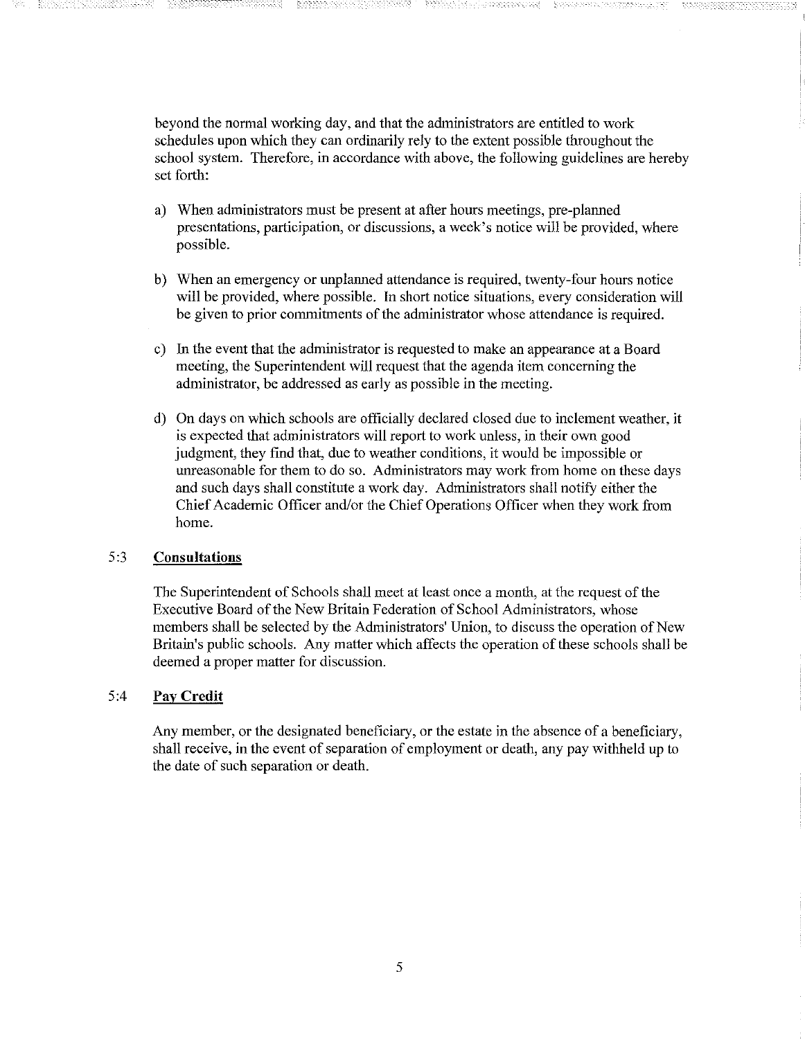beyond the normal working day, and that the administrators are entitled to work schedules upon which they can ordinarily rely to the extent possible throughout the school system. Therefore, in accordance with above, the following guidelines are hereby set forth:

a) When administrators must be present at after hours meetings, pre-planned presentations, participation, or discussions, a week's notice will be provided, where possible.

b) When an emergency or unplanned attendance is required, twenty-four hours notice will be provided, where possible. In short notice situations, every consideration will be given to prior commitments of the administrator whose attendance is required.

c) In the event that the administrator is requested to make an appearance at a Board meeting, the Superintendent will request that the agenda item concerning the administrator, be addressed as early as possible in the meeting.

d) On days on which schools are officially declared closed due to inclement weather, it is expected that administrators will report to work unless, in their own good judgment, they find that, due to weather conditions, it would be impossible or unreasonable for them to do so. Administrators may work from home on these days and such days shall constitute a work day. Administrators shall notify either the Chief Academic Officer and/or the Chief Operations Officer when they work from home.

### 5:3 **Consultations**

The Superintendent of Schools shall meet at least once a month, at the request of the Executive Board of the New Britain Federation of School Administrators, whose members shall be selected by the Administrators' Union, to discuss the operation of New Britain's public schools. Any matter which affects the operation of these schools shall be deemed a proper matter for discussion.

### 5:4 **Pay Credit**

Any member, or the designated beneficiary, or the estate in the absence of a beneficiary, shall receive, in the event of separation of employment or death, any pay withheld up to the date of such separation or death.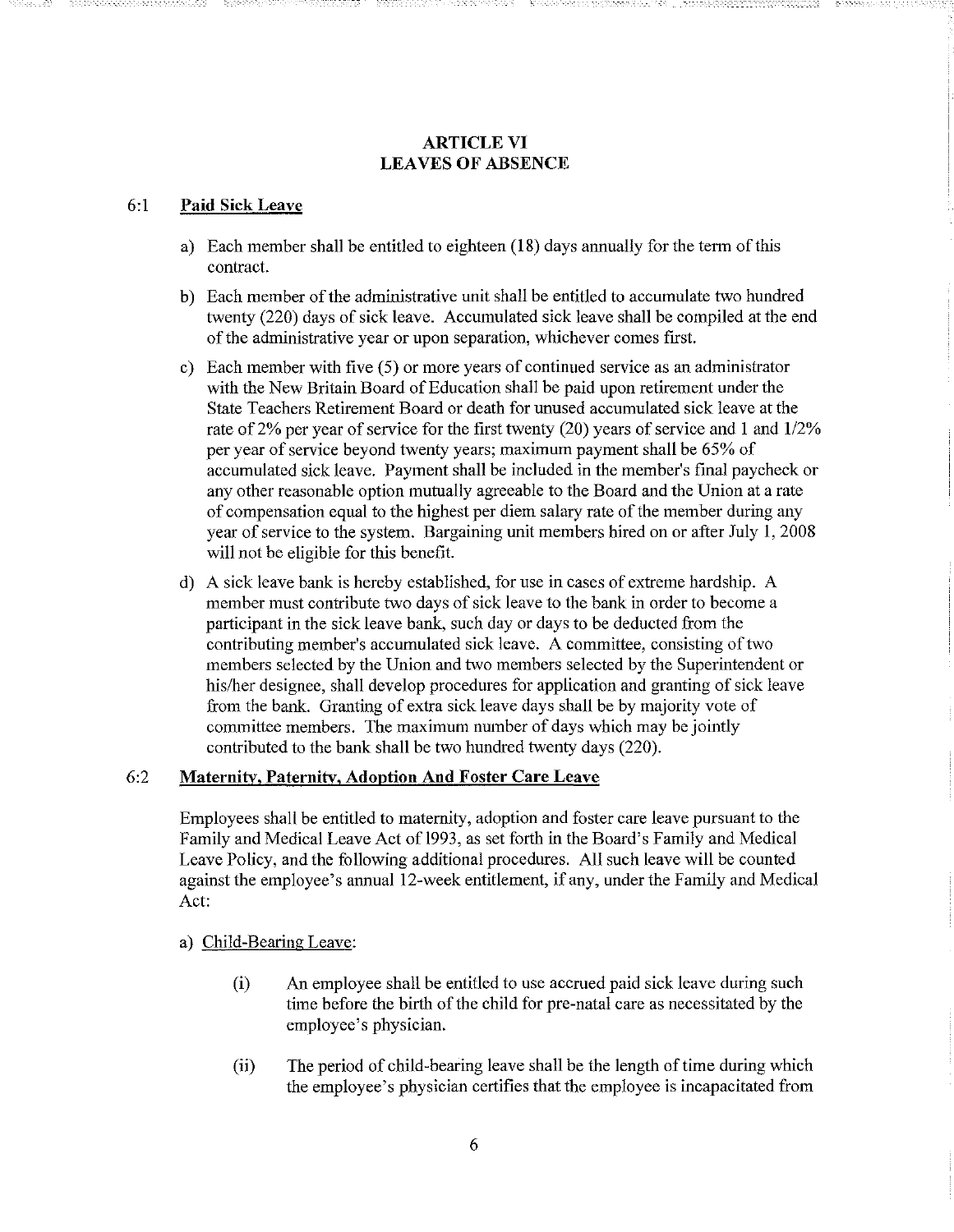# ARTICLE VI
# LEAVES OF ABSENCE

## 6:1 Paid Sick Leave

a) Each member shall be entitled to eighteen (18) days annually for the term of this contract.

b) Each member of the administrative unit shall be entitled to accumulate two hundred twenty (220) days of sick leave. Accumulated sick leave shall be compiled at the end of the administrative year or upon separation, whichever comes first.

c) Each member with five (5) or more years of continued service as an administrator with the New Britain Board of Education shall be paid upon retirement under the State Teachers Retirement Board or death for unused accumulated sick leave at the rate of 2% per year of service for the first twenty (20) years of service and 1 and 1/2% per year of service beyond twenty years; maximum payment shall be 65% of accumulated sick leave. Payment shall be included in the member's final paycheck or any other reasonable option mutually agreeable to the Board and the Union at a rate of compensation equal to the highest per diem salary rate of the member during any year of service to the system. Bargaining unit members hired on or after July 1, 2008 will not be eligible for this benefit.

d) A sick leave bank is hereby established, for use in cases of extreme hardship. A member must contribute two days of sick leave to the bank in order to become a participant in the sick leave bank, such day or days to be deducted from the contributing member's accumulated sick leave. A committee, consisting of two members selected by the Union and two members selected by the Superintendent or his/her designee, shall develop procedures for application and granting of sick leave from the bank. Granting of extra sick leave days shall be by majority vote of committee members. The maximum number of days which may be jointly contributed to the bank shall be two hundred twenty days (220).

## 6:2 Maternity, Paternity, Adoption And Foster Care Leave

Employees shall be entitled to maternity, adoption and foster care leave pursuant to the Family and Medical Leave Act of 1993, as set forth in the Board's Family and Medical Leave Policy, and the following additional procedures. All such leave will be counted against the employee's annual 12-week entitlement, if any, under the Family and Medical Act:

a) Child-Bearing Leave:

(i) An employee shall be entitled to use accrued paid sick leave during such time before the birth of the child for pre-natal care as necessitated by the employee's physician.

(ii) The period of child-bearing leave shall be the length of time during which the employee's physician certifies that the employee is incapacitated from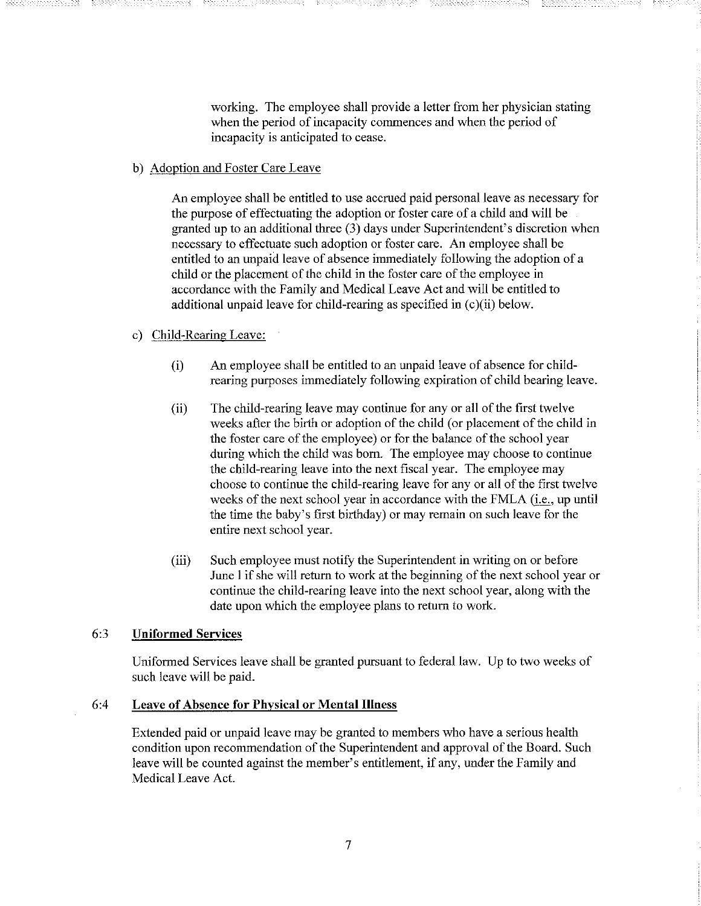working. The employee shall provide a letter from her physician stating when the period of incapacity commences and when the period of incapacity is anticipated to cease.

b) Adoption and Foster Care Leave

An employee shall be entitled to use accrued paid personal leave as necessary for the purpose of effectuating the adoption or foster care of a child and will be granted up to an additional three (3) days under Superintendent's discretion when necessary to effectuate such adoption or foster care. An employee shall be entitled to an unpaid leave of absence immediately following the adoption of a child or the placement of the child in the foster care of the employee in accordance with the Family and Medical Leave Act and will be entitled to additional unpaid leave for child-rearing as specified in (c)(ii) below.

c) Child-Rearing Leave:

(i) An employee shall be entitled to an unpaid leave of absence for child-rearing purposes immediately following expiration of child bearing leave.

(ii) The child-rearing leave may continue for any or all of the first twelve weeks after the birth or adoption of the child (or placement of the child in the foster care of the employee) or for the balance of the school year during which the child was born. The employee may choose to continue the child-rearing leave into the next fiscal year. The employee may choose to continue the child-rearing leave for any or all of the first twelve weeks of the next school year in accordance with the FMLA (i.e., up until the time the baby's first birthday) or may remain on such leave for the entire next school year.

(iii) Such employee must notify the Superintendent in writing on or before June 1 if she will return to work at the beginning of the next school year or continue the child-rearing leave into the next school year, along with the date upon which the employee plans to return to work.

## 6:3 Uniformed Services

Uniformed Services leave shall be granted pursuant to federal law. Up to two weeks of such leave will be paid.

## 6:4 Leave of Absence for Physical or Mental Illness

Extended paid or unpaid leave may be granted to members who have a serious health condition upon recommendation of the Superintendent and approval of the Board. Such leave will be counted against the member's entitlement, if any, under the Family and Medical Leave Act.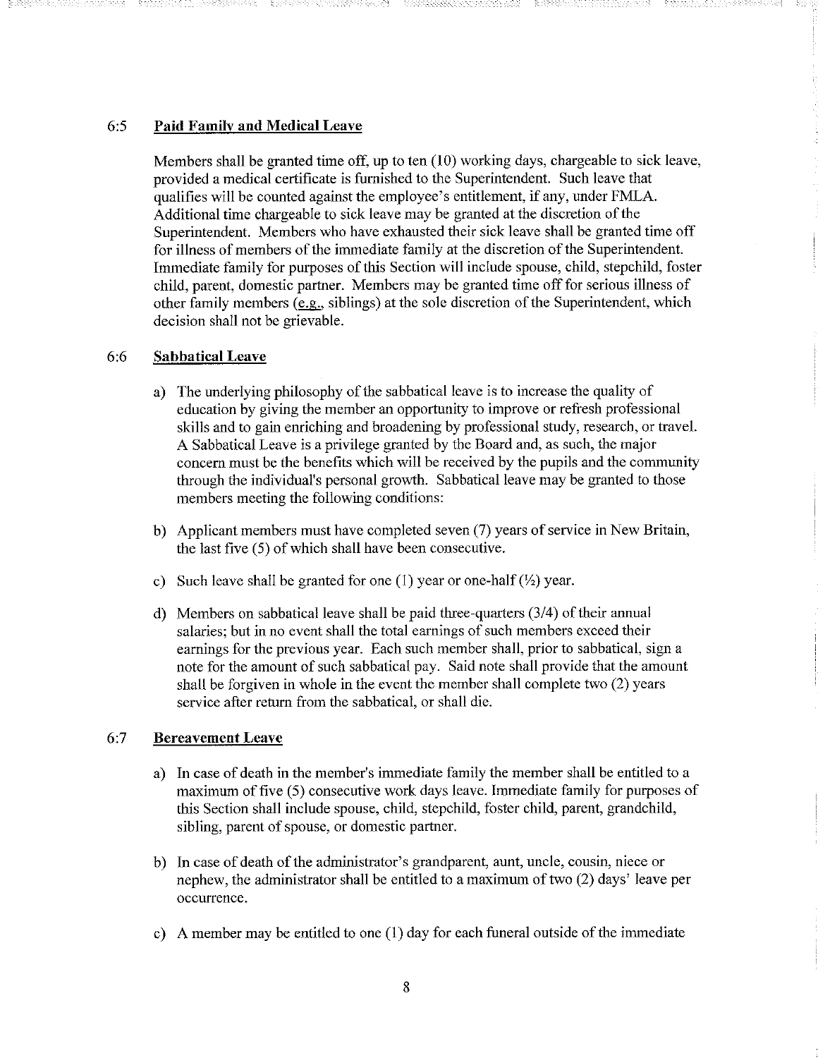### 6:5 **Paid Family and Medical Leave**

Members shall be granted time off, up to ten (10) working days, chargeable to sick leave, provided a medical certificate is furnished to the Superintendent. Such leave that qualifies will be counted against the employee's entitlement, if any, under FMLA. Additional time chargeable to sick leave may be granted at the discretion of the Superintendent. Members who have exhausted their sick leave shall be granted time off for illness of members of the immediate family at the discretion of the Superintendent. Immediate family for purposes of this Section will include spouse, child, stepchild, foster child, parent, domestic partner. Members may be granted time off for serious illness of other family members (e.g., siblings) at the sole discretion of the Superintendent, which decision shall not be grievable.

### 6:6 **Sabbatical Leave**

a) The underlying philosophy of the sabbatical leave is to increase the quality of education by giving the member an opportunity to improve or refresh professional skills and to gain enriching and broadening by professional study, research, or travel. A Sabbatical Leave is a privilege granted by the Board and, as such, the major concern must be the benefits which will be received by the pupils and the community through the individual's personal growth. Sabbatical leave may be granted to those members meeting the following conditions:

b) Applicant members must have completed seven (7) years of service in New Britain, the last five (5) of which shall have been consecutive.

c) Such leave shall be granted for one (1) year or one-half (½) year.

d) Members on sabbatical leave shall be paid three-quarters (3/4) of their annual salaries; but in no event shall the total earnings of such members exceed their earnings for the previous year. Each such member shall, prior to sabbatical, sign a note for the amount of such sabbatical pay. Said note shall provide that the amount shall be forgiven in whole in the event the member shall complete two (2) years service after return from the sabbatical, or shall die.

### 6:7 **Bereavement Leave**

a) In case of death in the member's immediate family the member shall be entitled to a maximum of five (5) consecutive work days leave. Immediate family for purposes of this Section shall include spouse, child, stepchild, foster child, parent, grandchild, sibling, parent of spouse, or domestic partner.

b) In case of death of the administrator's grandparent, aunt, uncle, cousin, niece or nephew, the administrator shall be entitled to a maximum of two (2) days' leave per occurrence.

c) A member may be entitled to one (1) day for each funeral outside of the immediate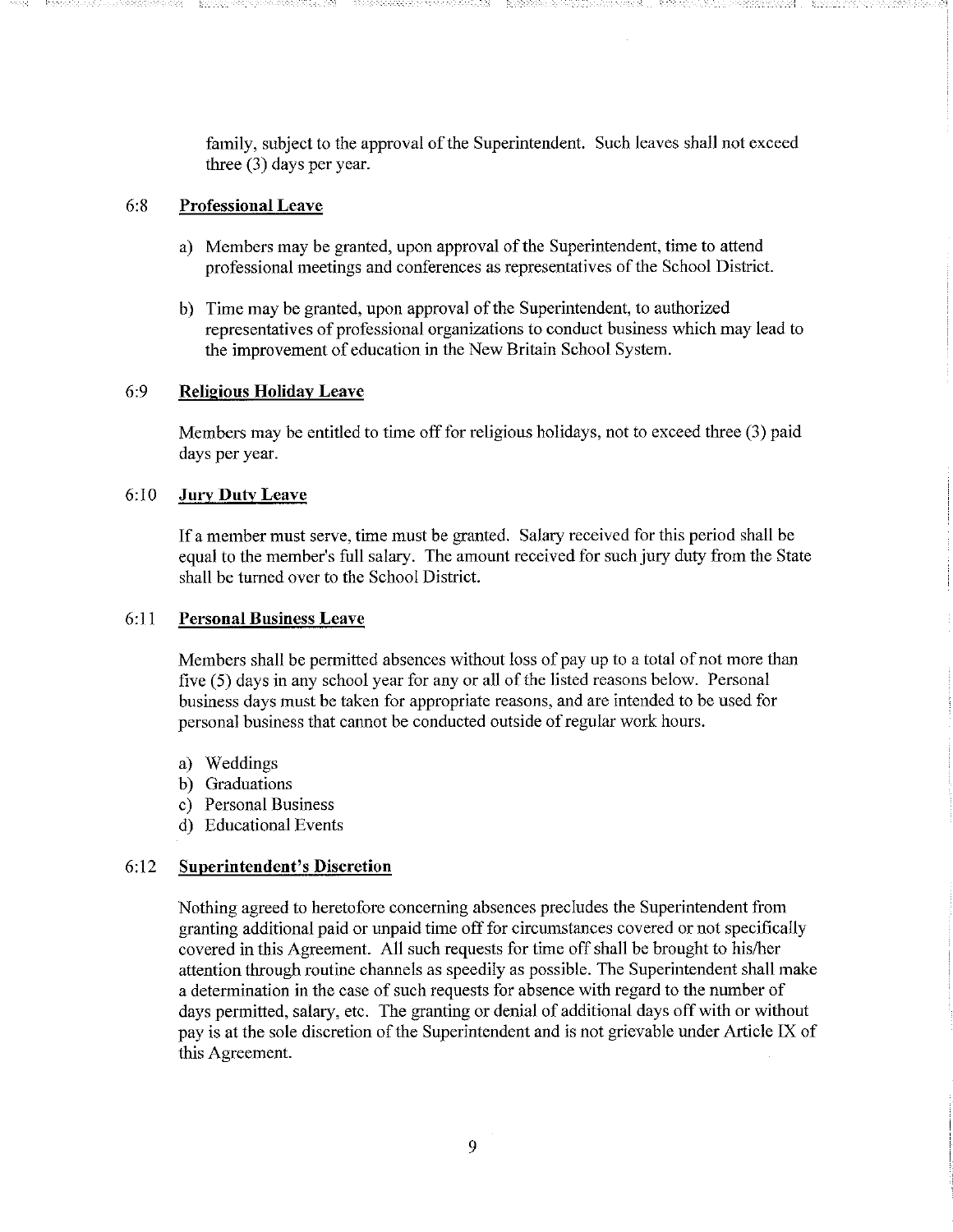family, subject to the approval of the Superintendent. Such leaves shall not exceed three (3) days per year.

### 6:8 **Professional Leave**

a) Members may be granted, upon approval of the Superintendent, time to attend professional meetings and conferences as representatives of the School District.

b) Time may be granted, upon approval of the Superintendent, to authorized representatives of professional organizations to conduct business which may lead to the improvement of education in the New Britain School System.

### 6:9 **Religious Holiday Leave**

Members may be entitled to time off for religious holidays, not to exceed three (3) paid days per year.

### 6:10 **Jury Duty Leave**

If a member must serve, time must be granted. Salary received for this period shall be equal to the member's full salary. The amount received for such jury duty from the State shall be turned over to the School District.

### 6:11 **Personal Business Leave**

Members shall be permitted absences without loss of pay up to a total of not more than five (5) days in any school year for any or all of the listed reasons below. Personal business days must be taken for appropriate reasons, and are intended to be used for personal business that cannot be conducted outside of regular work hours.

a) Weddings
b) Graduations
c) Personal Business
d) Educational Events

### 6:12 **Superintendent's Discretion**

Nothing agreed to heretofore concerning absences precludes the Superintendent from granting additional paid or unpaid time off for circumstances covered or not specifically covered in this Agreement. All such requests for time off shall be brought to his/her attention through routine channels as speedily as possible. The Superintendent shall make a determination in the case of such requests for absence with regard to the number of days permitted, salary, etc. The granting or denial of additional days off with or without pay is at the sole discretion of the Superintendent and is not grievable under Article IX of this Agreement.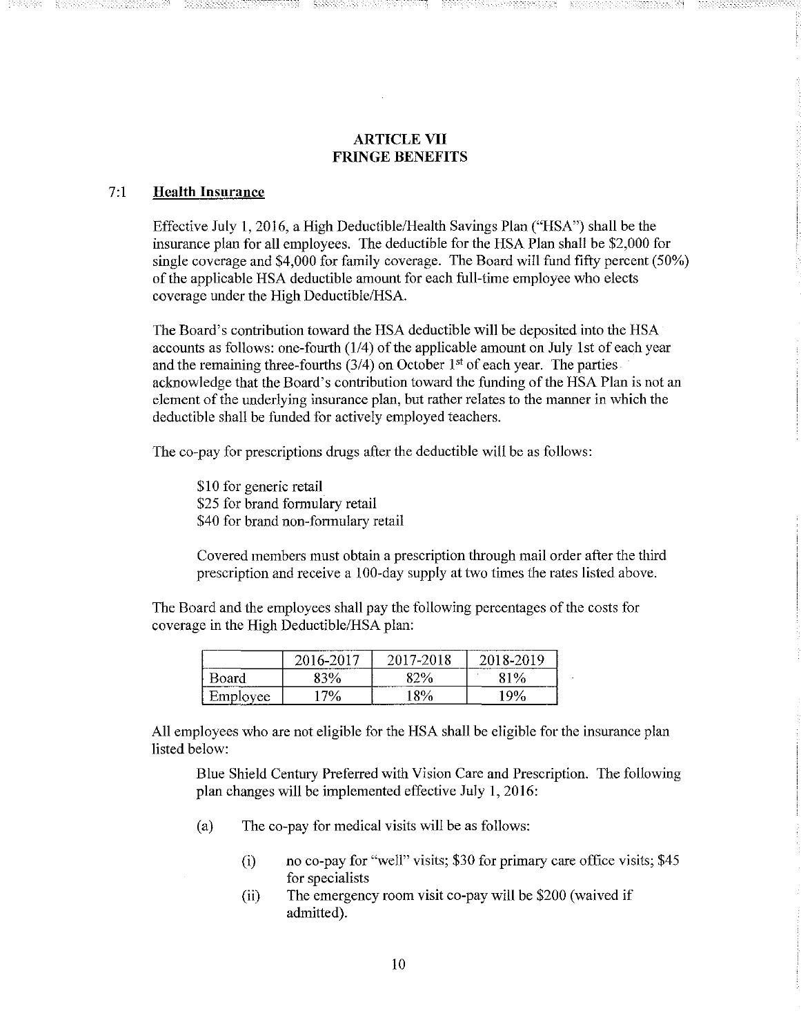## ARTICLE VII
## FRINGE BENEFITS

### 7:1 **Health Insurance**

Effective July 1, 2016, a High Deductible/Health Savings Plan ("HSA") shall be the insurance plan for all employees. The deductible for the HSA Plan shall be $2,000 for single coverage and $4,000 for family coverage. The Board will fund fifty percent (50%) of the applicable HSA deductible amount for each full-time employee who elects coverage under the High Deductible/HSA.

The Board's contribution toward the HSA deductible will be deposited into the HSA accounts as follows: one-fourth (1/4) of the applicable amount on July 1st of each year and the remaining three-fourths (3/4) on October 1st of each year. The parties acknowledge that the Board's contribution toward the funding of the HSA Plan is not an element of the underlying insurance plan, but rather relates to the manner in which the deductible shall be funded for actively employed teachers.

The co-pay for prescriptions drugs after the deductible will be as follows:

> $10 for generic retail
> $25 for brand formulary retail
> $40 for brand non-formulary retail
>
> Covered members must obtain a prescription through mail order after the third prescription and receive a 100-day supply at two times the rates listed above.

The Board and the employees shall pay the following percentages of the costs for coverage in the High Deductible/HSA plan:

| | 2016-2017 | 2017-2018 | 2018-2019 |
|---|---|---|---|
| Board | 83% | 82% | 81% |
| Employee | 17% | 18% | 19% |

All employees who are not eligible for the HSA shall be eligible for the insurance plan listed below:

Blue Shield Century Preferred with Vision Care and Prescription. The following plan changes will be implemented effective July 1, 2016:

(a) The co-pay for medical visits will be as follows:

- (i) no co-pay for "well" visits; $30 for primary care office visits; $45 for specialists
- (ii) The emergency room visit co-pay will be $200 (waived if admitted).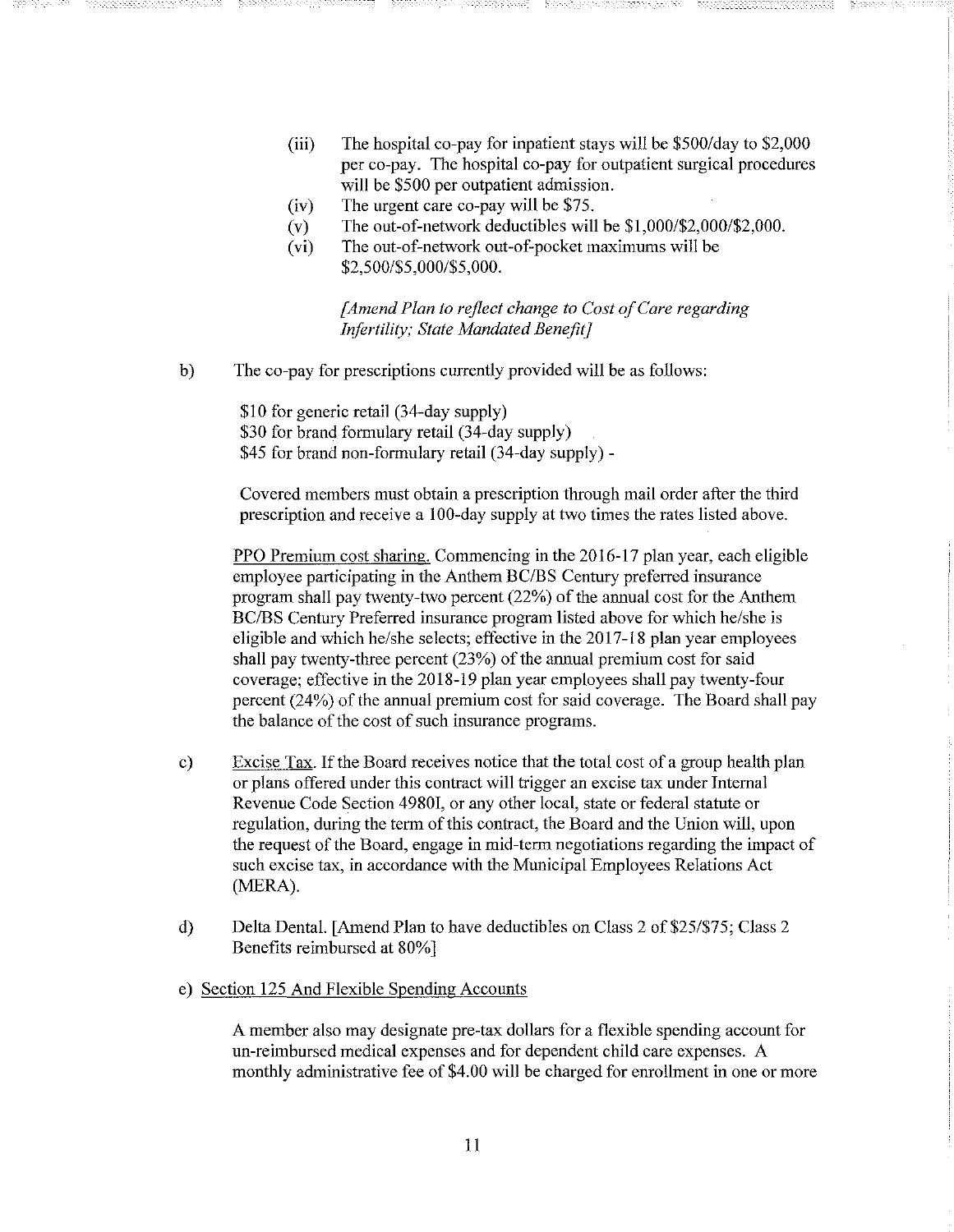(iii) The hospital co-pay for inpatient stays will be $500/day to $2,000 per co-pay. The hospital co-pay for outpatient surgical procedures will be $500 per outpatient admission.

(iv) The urgent care co-pay will be $75.

(v) The out-of-network deductibles will be $1,000/$2,000/$2,000.

(vi) The out-of-network out-of-pocket maximums will be $2,500/$5,000/$5,000.

*[Amend Plan to reflect change to Cost of Care regarding Infertility; State Mandated Benefit]*

b) The co-pay for prescriptions currently provided will be as follows:

$10 for generic retail (34-day supply)
$30 for brand formulary retail (34-day supply)
$45 for brand non-formulary retail (34-day supply) -

Covered members must obtain a prescription through mail order after the third prescription and receive a 100-day supply at two times the rates listed above.

<u>PPO Premium cost sharing.</u> Commencing in the 2016-17 plan year, each eligible employee participating in the Anthem BC/BS Century preferred insurance program shall pay twenty-two percent (22%) of the annual cost for the Anthem BC/BS Century Preferred insurance program listed above for which he/she is eligible and which he/she selects; effective in the 2017-18 plan year employees shall pay twenty-three percent (23%) of the annual premium cost for said coverage; effective in the 2018-19 plan year employees shall pay twenty-four percent (24%) of the annual premium cost for said coverage. The Board shall pay the balance of the cost of such insurance programs.

c) <u>Excise Tax</u>. If the Board receives notice that the total cost of a group health plan or plans offered under this contract will trigger an excise tax under Internal Revenue Code Section 4980I, or any other local, state or federal statute or regulation, during the term of this contract, the Board and the Union will, upon the request of the Board, engage in mid-term negotiations regarding the impact of such excise tax, in accordance with the Municipal Employees Relations Act (MERA).

d) Delta Dental. [Amend Plan to have deductibles on Class 2 of $25/$75; Class 2 Benefits reimbursed at 80%]

e) <u>Section 125 And Flexible Spending Accounts</u>

A member also may designate pre-tax dollars for a flexible spending account for un-reimbursed medical expenses and for dependent child care expenses. A monthly administrative fee of $4.00 will be charged for enrollment in one or more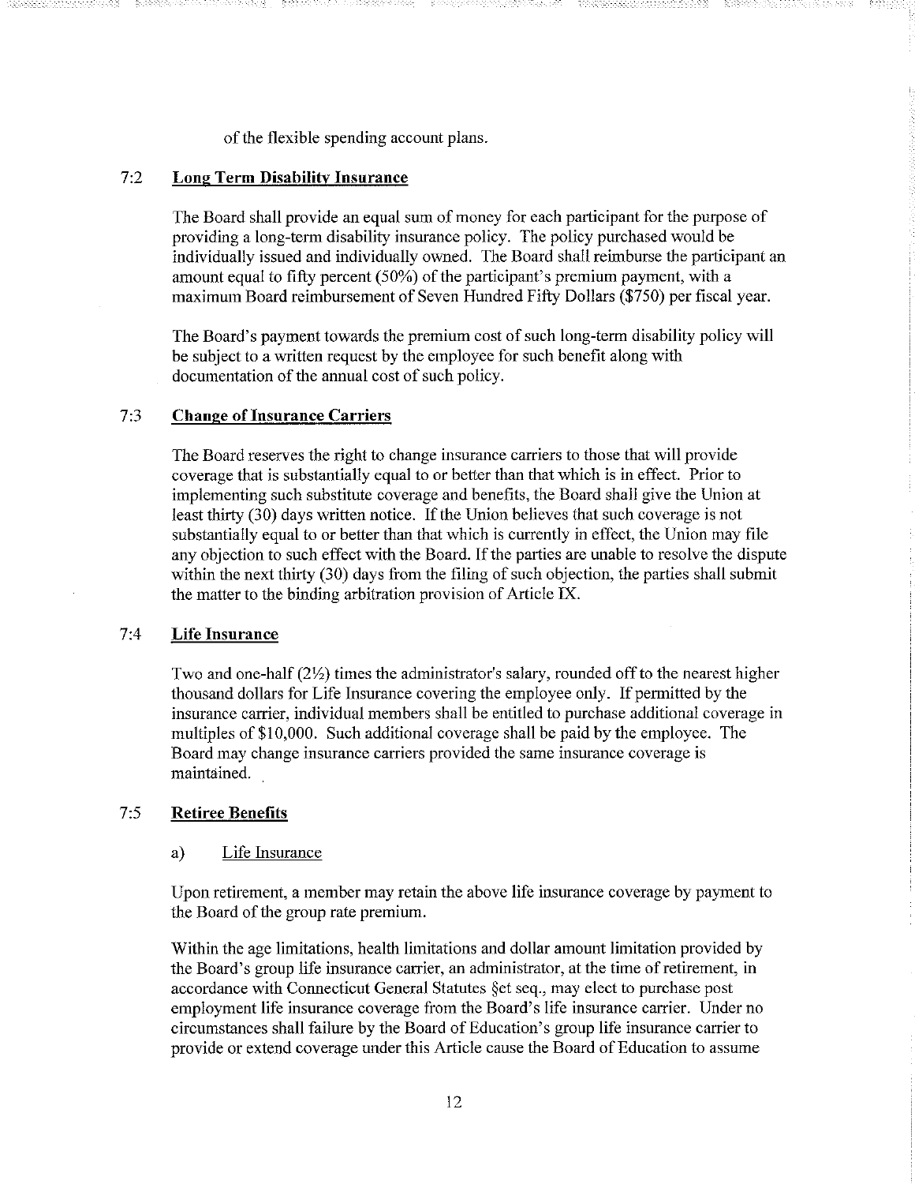of the flexible spending account plans.

### 7:2 Long Term Disability Insurance

The Board shall provide an equal sum of money for each participant for the purpose of providing a long-term disability insurance policy. The policy purchased would be individually issued and individually owned. The Board shall reimburse the participant an amount equal to fifty percent (50%) of the participant's premium payment, with a maximum Board reimbursement of Seven Hundred Fifty Dollars ($750) per fiscal year.

The Board's payment towards the premium cost of such long-term disability policy will be subject to a written request by the employee for such benefit along with documentation of the annual cost of such policy.

### 7:3 Change of Insurance Carriers

The Board reserves the right to change insurance carriers to those that will provide coverage that is substantially equal to or better than that which is in effect. Prior to implementing such substitute coverage and benefits, the Board shall give the Union at least thirty (30) days written notice. If the Union believes that such coverage is not substantially equal to or better than that which is currently in effect, the Union may file any objection to such effect with the Board. If the parties are unable to resolve the dispute within the next thirty (30) days from the filing of such objection, the parties shall submit the matter to the binding arbitration provision of Article IX.

### 7:4 Life Insurance

Two and one-half (2½) times the administrator's salary, rounded off to the nearest higher thousand dollars for Life Insurance covering the employee only. If permitted by the insurance carrier, individual members shall be entitled to purchase additional coverage in multiples of $10,000. Such additional coverage shall be paid by the employee. The Board may change insurance carriers provided the same insurance coverage is maintained.

### 7:5 Retiree Benefits

a) Life Insurance

Upon retirement, a member may retain the above life insurance coverage by payment to the Board of the group rate premium.

Within the age limitations, health limitations and dollar amount limitation provided by the Board's group life insurance carrier, an administrator, at the time of retirement, in accordance with Connecticut General Statutes §et seq., may elect to purchase post employment life insurance coverage from the Board's life insurance carrier. Under no circumstances shall failure by the Board of Education's group life insurance carrier to provide or extend coverage under this Article cause the Board of Education to assume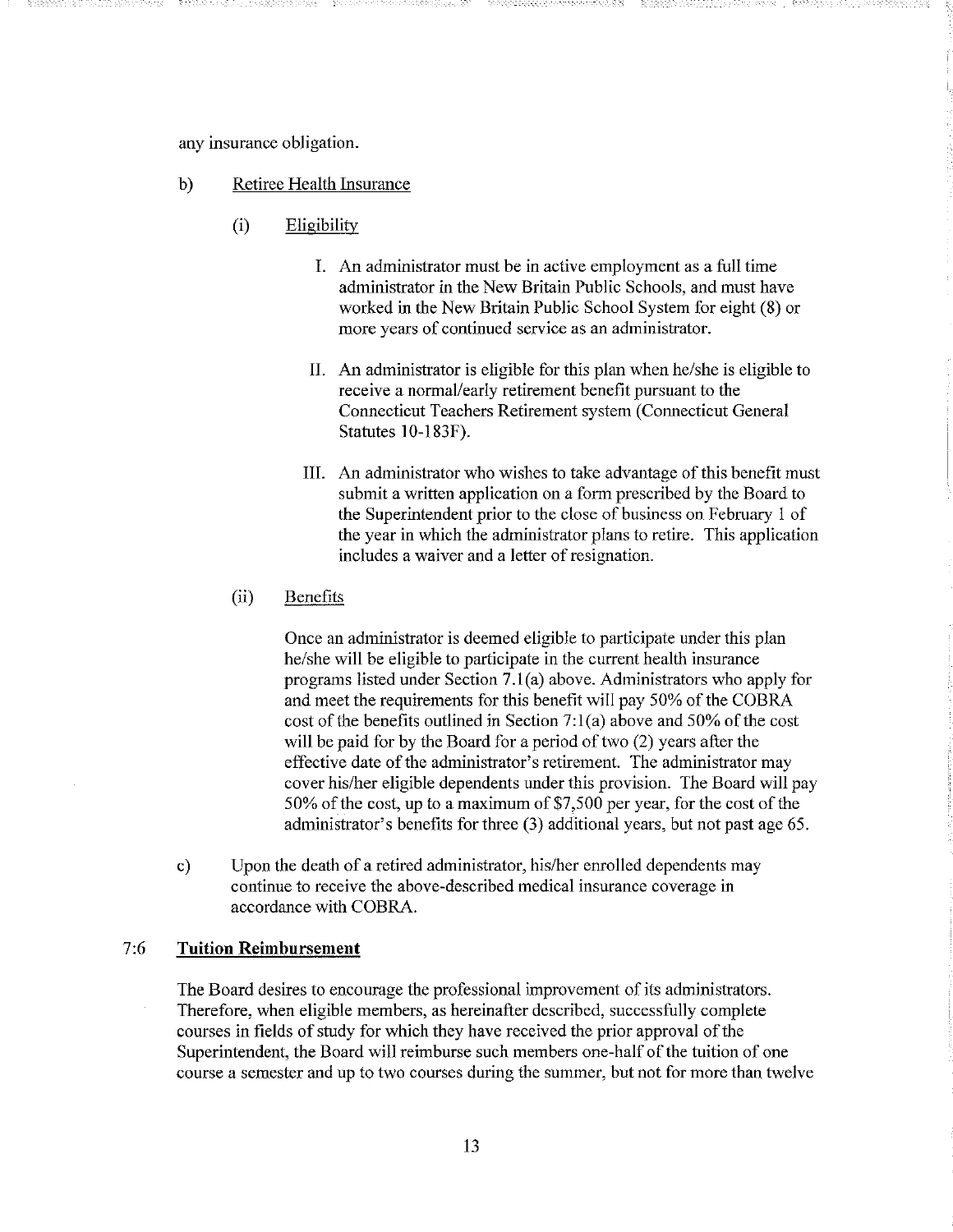any insurance obligation.

b) <u>Retiree Health Insurance</u>

(i) <u>Eligibility</u>

I. An administrator must be in active employment as a full time administrator in the New Britain Public Schools, and must have worked in the New Britain Public School System for eight (8) or more years of continued service as an administrator.

II. An administrator is eligible for this plan when he/she is eligible to receive a normal/early retirement benefit pursuant to the Connecticut Teachers Retirement system (Connecticut General Statutes 10-183F).

III. An administrator who wishes to take advantage of this benefit must submit a written application on a form prescribed by the Board to the Superintendent prior to the close of business on February 1 of the year in which the administrator plans to retire. This application includes a waiver and a letter of resignation.

(ii) <u>Benefits</u>

Once an administrator is deemed eligible to participate under this plan he/she will be eligible to participate in the current health insurance programs listed under Section 7.1(a) above. Administrators who apply for and meet the requirements for this benefit will pay 50% of the COBRA cost of the benefits outlined in Section 7:1(a) above and 50% of the cost will be paid for by the Board for a period of two (2) years after the effective date of the administrator's retirement. The administrator may cover his/her eligible dependents under this provision. The Board will pay 50% of the cost, up to a maximum of $7,500 per year, for the cost of the administrator's benefits for three (3) additional years, but not past age 65.

c) Upon the death of a retired administrator, his/her enrolled dependents may continue to receive the above-described medical insurance coverage in accordance with COBRA.

## 7:6 **Tuition Reimbursement**

The Board desires to encourage the professional improvement of its administrators. Therefore, when eligible members, as hereinafter described, successfully complete courses in fields of study for which they have received the prior approval of the Superintendent, the Board will reimburse such members one-half of the tuition of one course a semester and up to two courses during the summer, but not for more than twelve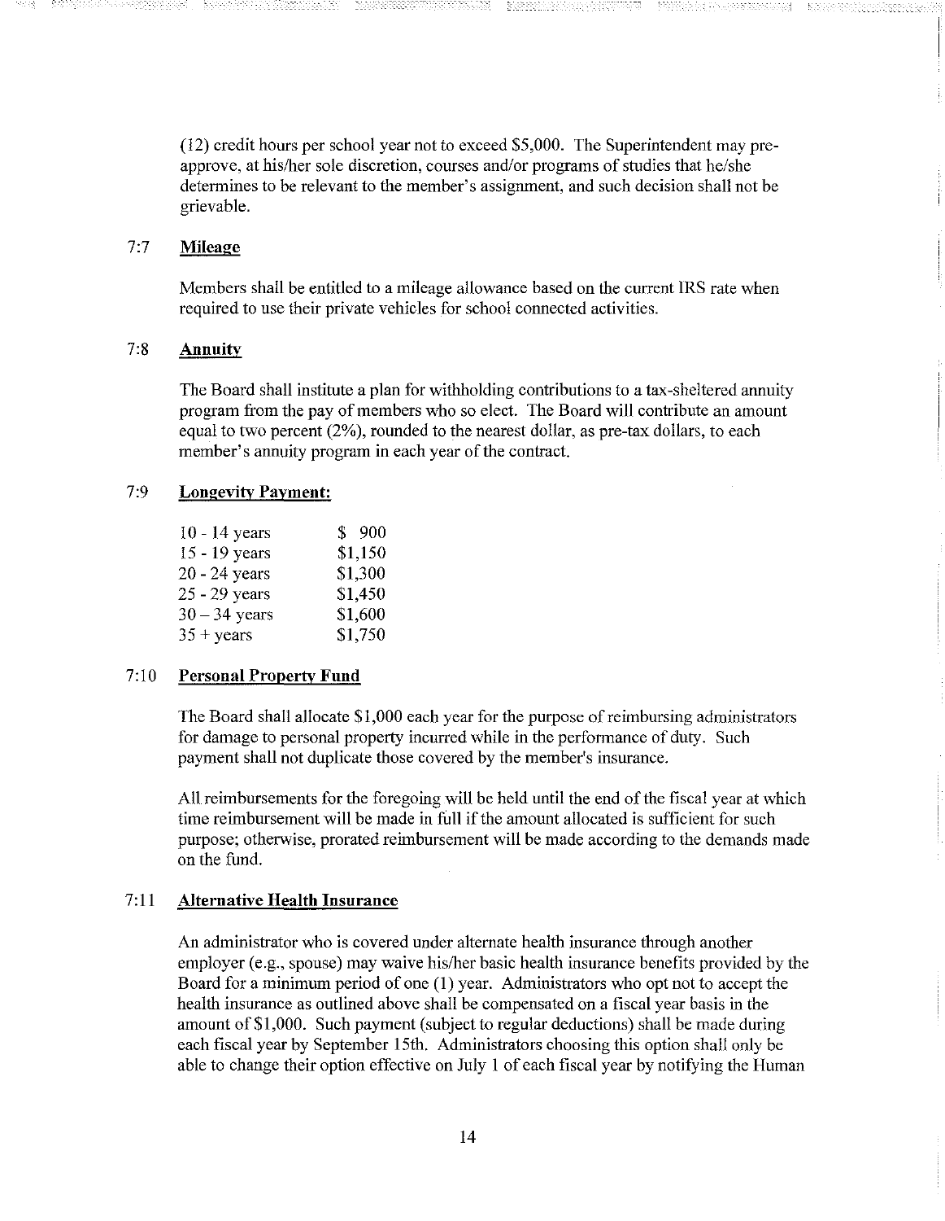(12) credit hours per school year not to exceed $5,000. The Superintendent may pre-approve, at his/her sole discretion, courses and/or programs of studies that he/she determines to be relevant to the member's assignment, and such decision shall not be grievable.

### 7:7 Mileage

Members shall be entitled to a mileage allowance based on the current IRS rate when required to use their private vehicles for school connected activities.

### 7:8 Annuity

The Board shall institute a plan for withholding contributions to a tax-sheltered annuity program from the pay of members who so elect. The Board will contribute an amount equal to two percent (2%), rounded to the nearest dollar, as pre-tax dollars, to each member's annuity program in each year of the contract.

### 7:9 Longevity Payment:

| | |
|---|---|
| 10 - 14 years | $ 900 |
| 15 - 19 years | $1,150 |
| 20 - 24 years | $1,300 |
| 25 - 29 years | $1,450 |
| 30 – 34 years | $1,600 |
| 35 + years | $1,750 |

### 7:10 Personal Property Fund

The Board shall allocate $1,000 each year for the purpose of reimbursing administrators for damage to personal property incurred while in the performance of duty. Such payment shall not duplicate those covered by the member's insurance.

All reimbursements for the foregoing will be held until the end of the fiscal year at which time reimbursement will be made in full if the amount allocated is sufficient for such purpose; otherwise, prorated reimbursement will be made according to the demands made on the fund.

### 7:11 Alternative Health Insurance

An administrator who is covered under alternate health insurance through another employer (e.g., spouse) may waive his/her basic health insurance benefits provided by the Board for a minimum period of one (1) year. Administrators who opt not to accept the health insurance as outlined above shall be compensated on a fiscal year basis in the amount of $1,000. Such payment (subject to regular deductions) shall be made during each fiscal year by September 15th. Administrators choosing this option shall only be able to change their option effective on July 1 of each fiscal year by notifying the Human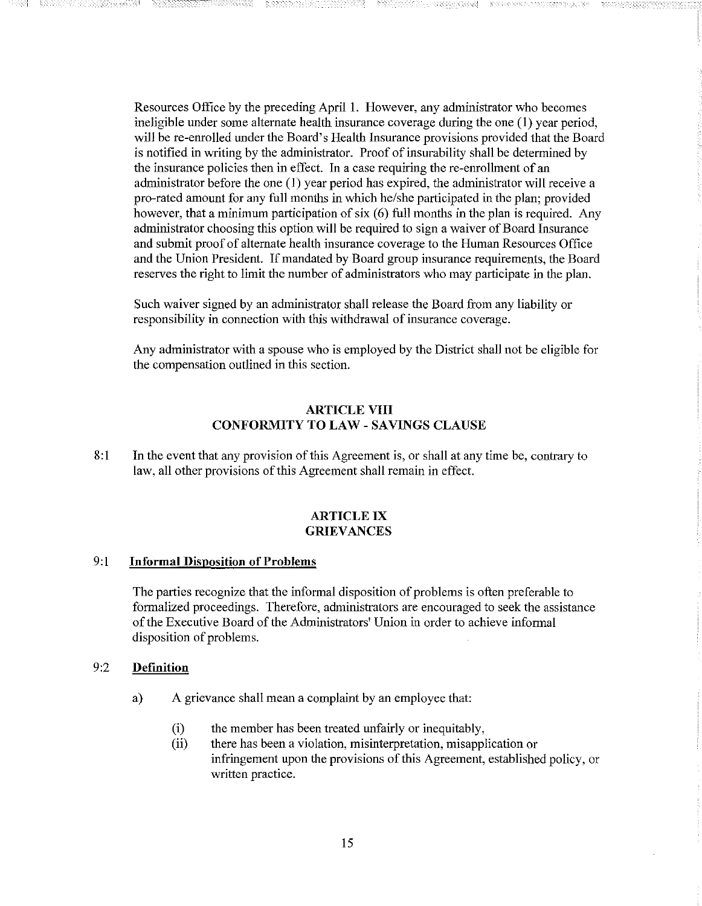Resources Office by the preceding April 1. However, any administrator who becomes ineligible under some alternate health insurance coverage during the one (1) year period, will be re-enrolled under the Board's Health Insurance provisions provided that the Board is notified in writing by the administrator. Proof of insurability shall be determined by the insurance policies then in effect. In a case requiring the re-enrollment of an administrator before the one (1) year period has expired, the administrator will receive a pro-rated amount for any full months in which he/she participated in the plan; provided however, that a minimum participation of six (6) full months in the plan is required. Any administrator choosing this option will be required to sign a waiver of Board Insurance and submit proof of alternate health insurance coverage to the Human Resources Office and the Union President. If mandated by Board group insurance requirements, the Board reserves the right to limit the number of administrators who may participate in the plan.

Such waiver signed by an administrator shall release the Board from any liability or responsibility in connection with this withdrawal of insurance coverage.

Any administrator with a spouse who is employed by the District shall not be eligible for the compensation outlined in this section.

## ARTICLE VIII
## CONFORMITY TO LAW - SAVINGS CLAUSE

8:1 In the event that any provision of this Agreement is, or shall at any time be, contrary to law, all other provisions of this Agreement shall remain in effect.

## ARTICLE IX
## GRIEVANCES

### 9:1 Informal Disposition of Problems

The parties recognize that the informal disposition of problems is often preferable to formalized proceedings. Therefore, administrators are encouraged to seek the assistance of the Executive Board of the Administrators' Union in order to achieve informal disposition of problems.

### 9:2 Definition

a) A grievance shall mean a complaint by an employee that:

(i) the member has been treated unfairly or inequitably,

(ii) there has been a violation, misinterpretation, misapplication or infringement upon the provisions of this Agreement, established policy, or written practice.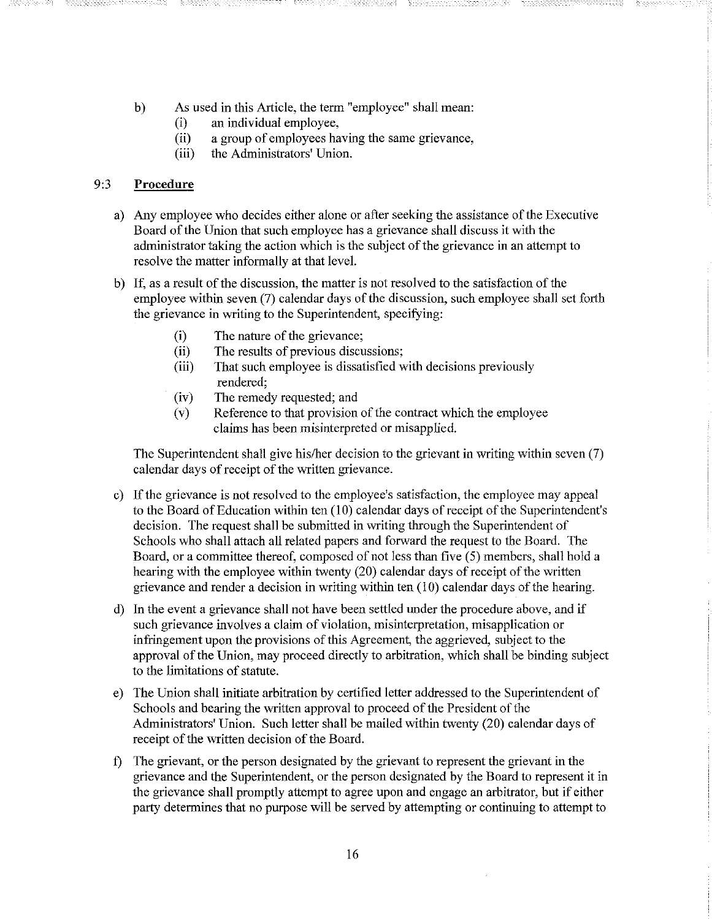b) As used in this Article, the term "employee" shall mean:
   - (i) an individual employee,
   - (ii) a group of employees having the same grievance,
   - (iii) the Administrators' Union.

## 9:3 **Procedure**

a) Any employee who decides either alone or after seeking the assistance of the Executive Board of the Union that such employee has a grievance shall discuss it with the administrator taking the action which is the subject of the grievance in an attempt to resolve the matter informally at that level.

b) If, as a result of the discussion, the matter is not resolved to the satisfaction of the employee within seven (7) calendar days of the discussion, such employee shall set forth the grievance in writing to the Superintendent, specifying:

   - (i) The nature of the grievance;
   - (ii) The results of previous discussions;
   - (iii) That such employee is dissatisfied with decisions previously rendered;
   - (iv) The remedy requested; and
   - (v) Reference to that provision of the contract which the employee claims has been misinterpreted or misapplied.

   The Superintendent shall give his/her decision to the grievant in writing within seven (7) calendar days of receipt of the written grievance.

c) If the grievance is not resolved to the employee's satisfaction, the employee may appeal to the Board of Education within ten (10) calendar days of receipt of the Superintendent's decision. The request shall be submitted in writing through the Superintendent of Schools who shall attach all related papers and forward the request to the Board. The Board, or a committee thereof, composed of not less than five (5) members, shall hold a hearing with the employee within twenty (20) calendar days of receipt of the written grievance and render a decision in writing within ten (10) calendar days of the hearing.

d) In the event a grievance shall not have been settled under the procedure above, and if such grievance involves a claim of violation, misinterpretation, misapplication or infringement upon the provisions of this Agreement, the aggrieved, subject to the approval of the Union, may proceed directly to arbitration, which shall be binding subject to the limitations of statute.

e) The Union shall initiate arbitration by certified letter addressed to the Superintendent of Schools and bearing the written approval to proceed of the President of the Administrators' Union. Such letter shall be mailed within twenty (20) calendar days of receipt of the written decision of the Board.

f) The grievant, or the person designated by the grievant to represent the grievant in the grievance and the Superintendent, or the person designated by the Board to represent it in the grievance shall promptly attempt to agree upon and engage an arbitrator, but if either party determines that no purpose will be served by attempting or continuing to attempt to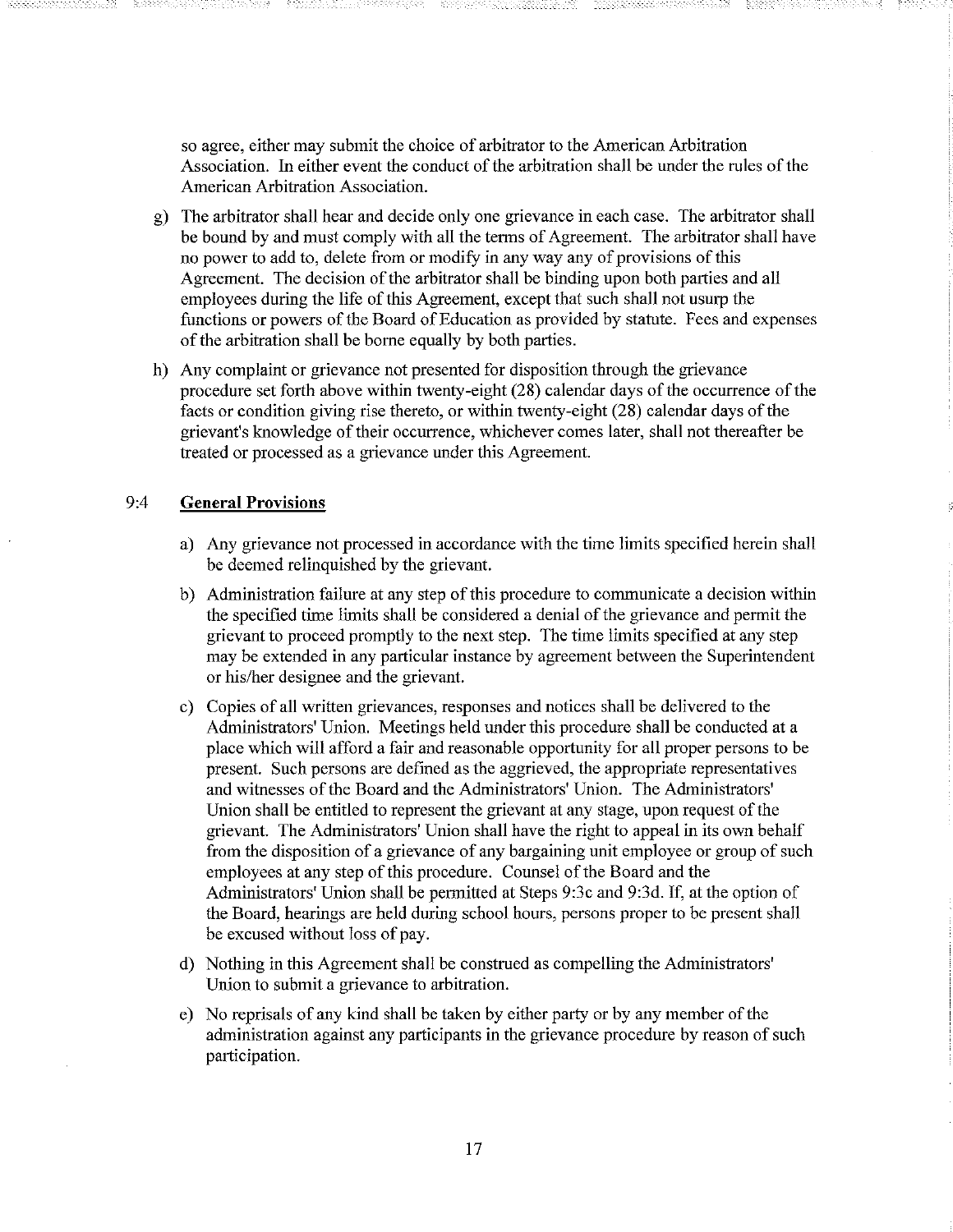so agree, either may submit the choice of arbitrator to the American Arbitration Association. In either event the conduct of the arbitration shall be under the rules of the American Arbitration Association.

g) The arbitrator shall hear and decide only one grievance in each case. The arbitrator shall be bound by and must comply with all the terms of Agreement. The arbitrator shall have no power to add to, delete from or modify in any way any of provisions of this Agreement. The decision of the arbitrator shall be binding upon both parties and all employees during the life of this Agreement, except that such shall not usurp the functions or powers of the Board of Education as provided by statute. Fees and expenses of the arbitration shall be borne equally by both parties.

h) Any complaint or grievance not presented for disposition through the grievance procedure set forth above within twenty-eight (28) calendar days of the occurrence of the facts or condition giving rise thereto, or within twenty-eight (28) calendar days of the grievant's knowledge of their occurrence, whichever comes later, shall not thereafter be treated or processed as a grievance under this Agreement.

## 9:4 **General Provisions**

a) Any grievance not processed in accordance with the time limits specified herein shall be deemed relinquished by the grievant.

b) Administration failure at any step of this procedure to communicate a decision within the specified time limits shall be considered a denial of the grievance and permit the grievant to proceed promptly to the next step. The time limits specified at any step may be extended in any particular instance by agreement between the Superintendent or his/her designee and the grievant.

c) Copies of all written grievances, responses and notices shall be delivered to the Administrators' Union. Meetings held under this procedure shall be conducted at a place which will afford a fair and reasonable opportunity for all proper persons to be present. Such persons are defined as the aggrieved, the appropriate representatives and witnesses of the Board and the Administrators' Union. The Administrators' Union shall be entitled to represent the grievant at any stage, upon request of the grievant. The Administrators' Union shall have the right to appeal in its own behalf from the disposition of a grievance of any bargaining unit employee or group of such employees at any step of this procedure. Counsel of the Board and the Administrators' Union shall be permitted at Steps 9:3c and 9:3d. If, at the option of the Board, hearings are held during school hours, persons proper to be present shall be excused without loss of pay.

d) Nothing in this Agreement shall be construed as compelling the Administrators' Union to submit a grievance to arbitration.

e) No reprisals of any kind shall be taken by either party or by any member of the administration against any participants in the grievance procedure by reason of such participation.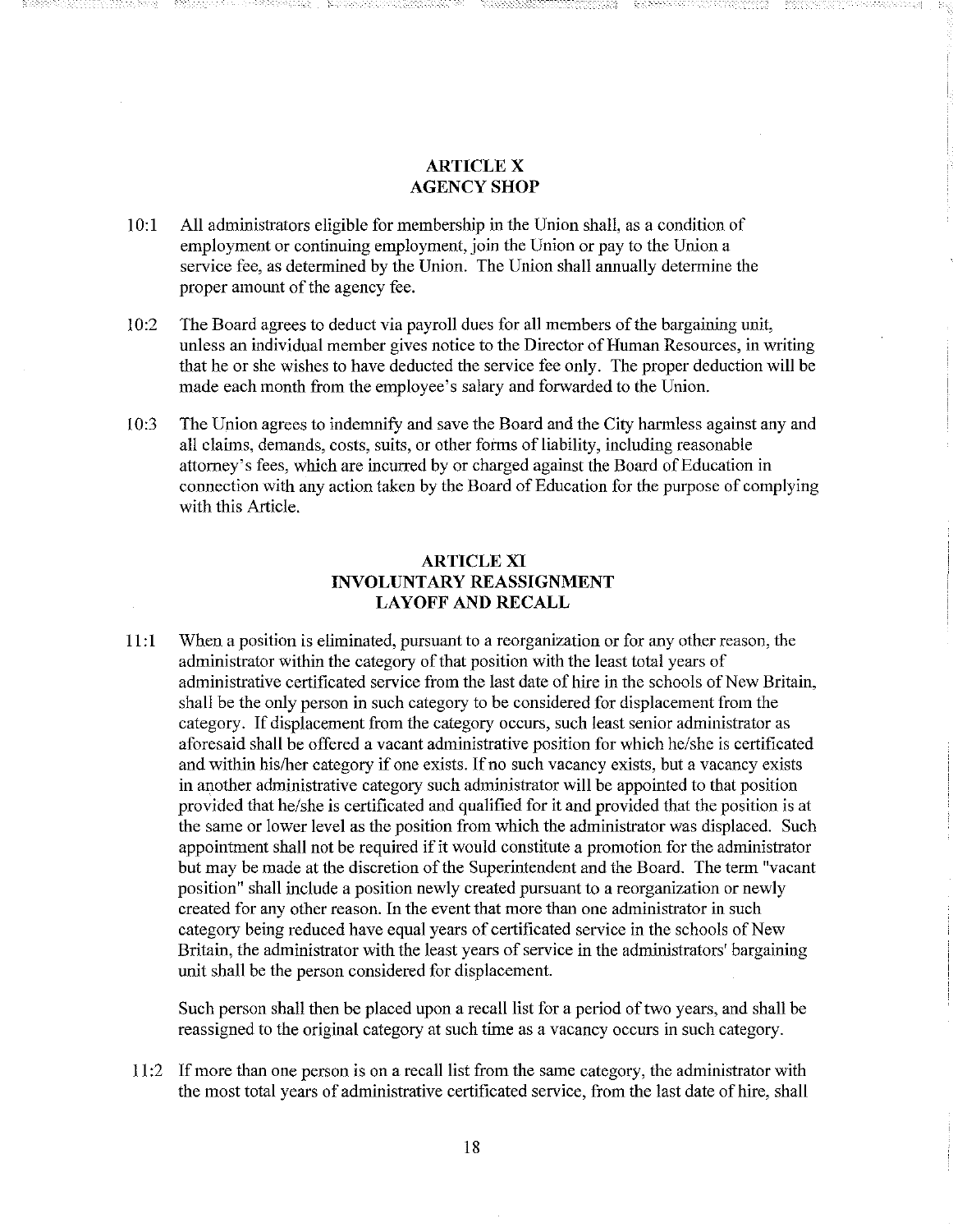## ARTICLE X
## AGENCY SHOP

10:1 All administrators eligible for membership in the Union shall, as a condition of employment or continuing employment, join the Union or pay to the Union a service fee, as determined by the Union. The Union shall annually determine the proper amount of the agency fee.

10:2 The Board agrees to deduct via payroll dues for all members of the bargaining unit, unless an individual member gives notice to the Director of Human Resources, in writing that he or she wishes to have deducted the service fee only. The proper deduction will be made each month from the employee's salary and forwarded to the Union.

10:3 The Union agrees to indemnify and save the Board and the City harmless against any and all claims, demands, costs, suits, or other forms of liability, including reasonable attorney's fees, which are incurred by or charged against the Board of Education in connection with any action taken by the Board of Education for the purpose of complying with this Article.

## ARTICLE XI
## INVOLUNTARY REASSIGNMENT
## LAYOFF AND RECALL

11:1 When a position is eliminated, pursuant to a reorganization or for any other reason, the administrator within the category of that position with the least total years of administrative certificated service from the last date of hire in the schools of New Britain, shall be the only person in such category to be considered for displacement from the category. If displacement from the category occurs, such least senior administrator as aforesaid shall be offered a vacant administrative position for which he/she is certificated and within his/her category if one exists. If no such vacancy exists, but a vacancy exists in another administrative category such administrator will be appointed to that position provided that he/she is certificated and qualified for it and provided that the position is at the same or lower level as the position from which the administrator was displaced. Such appointment shall not be required if it would constitute a promotion for the administrator but may be made at the discretion of the Superintendent and the Board. The term "vacant position" shall include a position newly created pursuant to a reorganization or newly created for any other reason. In the event that more than one administrator in such category being reduced have equal years of certificated service in the schools of New Britain, the administrator with the least years of service in the administrators' bargaining unit shall be the person considered for displacement.

Such person shall then be placed upon a recall list for a period of two years, and shall be reassigned to the original category at such time as a vacancy occurs in such category.

11:2 If more than one person is on a recall list from the same category, the administrator with the most total years of administrative certificated service, from the last date of hire, shall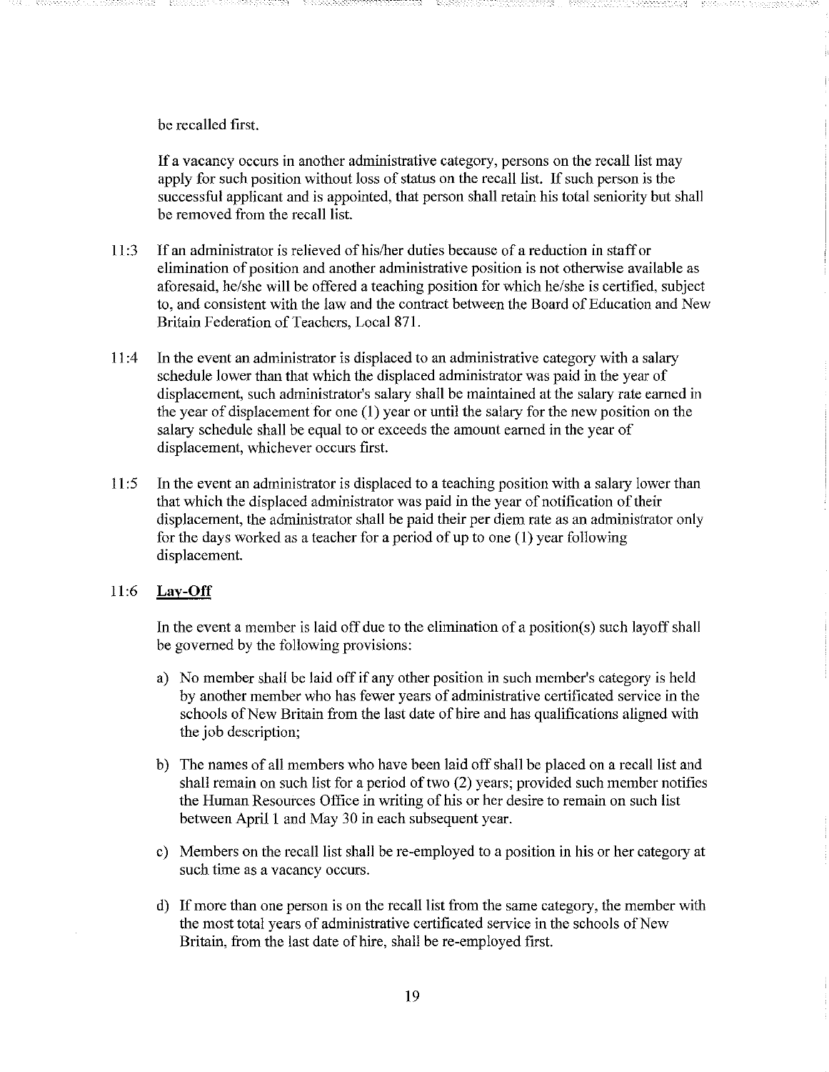be recalled first.

If a vacancy occurs in another administrative category, persons on the recall list may apply for such position without loss of status on the recall list. If such person is the successful applicant and is appointed, that person shall retain his total seniority but shall be removed from the recall list.

11:3 If an administrator is relieved of his/her duties because of a reduction in staff or elimination of position and another administrative position is not otherwise available as aforesaid, he/she will be offered a teaching position for which he/she is certified, subject to, and consistent with the law and the contract between the Board of Education and New Britain Federation of Teachers, Local 871.

11:4 In the event an administrator is displaced to an administrative category with a salary schedule lower than that which the displaced administrator was paid in the year of displacement, such administrator's salary shall be maintained at the salary rate earned in the year of displacement for one (1) year or until the salary for the new position on the salary schedule shall be equal to or exceeds the amount earned in the year of displacement, whichever occurs first.

11:5 In the event an administrator is displaced to a teaching position with a salary lower than that which the displaced administrator was paid in the year of notification of their displacement, the administrator shall be paid their per diem rate as an administrator only for the days worked as a teacher for a period of up to one (1) year following displacement.

11:6 **Lay-Off**

In the event a member is laid off due to the elimination of a position(s) such layoff shall be governed by the following provisions:

a) No member shall be laid off if any other position in such member's category is held by another member who has fewer years of administrative certificated service in the schools of New Britain from the last date of hire and has qualifications aligned with the job description;

b) The names of all members who have been laid off shall be placed on a recall list and shall remain on such list for a period of two (2) years; provided such member notifies the Human Resources Office in writing of his or her desire to remain on such list between April 1 and May 30 in each subsequent year.

c) Members on the recall list shall be re-employed to a position in his or her category at such time as a vacancy occurs.

d) If more than one person is on the recall list from the same category, the member with the most total years of administrative certificated service in the schools of New Britain, from the last date of hire, shall be re-employed first.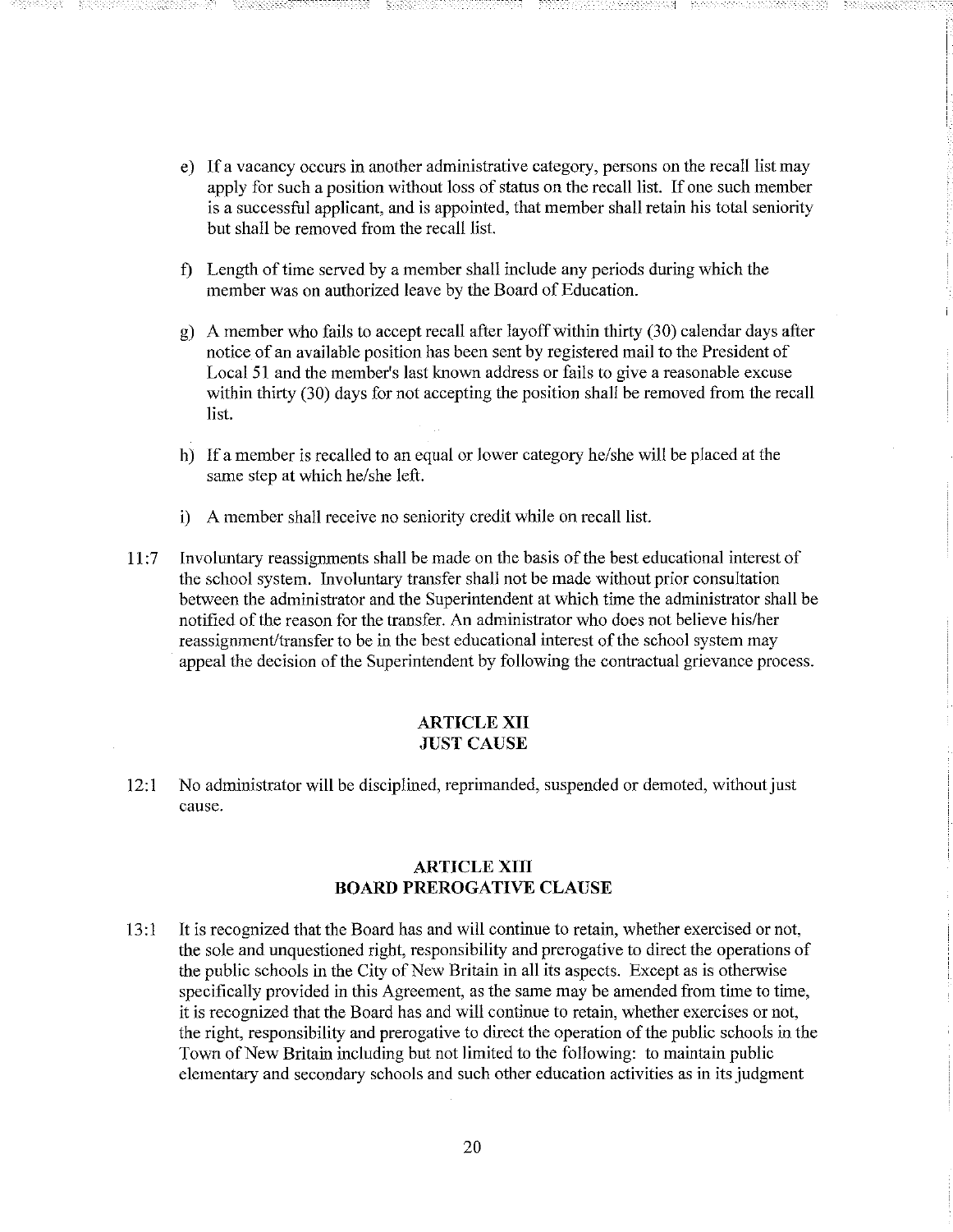e) If a vacancy occurs in another administrative category, persons on the recall list may apply for such a position without loss of status on the recall list. If one such member is a successful applicant, and is appointed, that member shall retain his total seniority but shall be removed from the recall list.

f) Length of time served by a member shall include any periods during which the member was on authorized leave by the Board of Education.

g) A member who fails to accept recall after layoff within thirty (30) calendar days after notice of an available position has been sent by registered mail to the President of Local 51 and the member's last known address or fails to give a reasonable excuse within thirty (30) days for not accepting the position shall be removed from the recall list.

h) If a member is recalled to an equal or lower category he/she will be placed at the same step at which he/she left.

i) A member shall receive no seniority credit while on recall list.

11:7 Involuntary reassignments shall be made on the basis of the best educational interest of the school system. Involuntary transfer shall not be made without prior consultation between the administrator and the Superintendent at which time the administrator shall be notified of the reason for the transfer. An administrator who does not believe his/her reassignment/transfer to be in the best educational interest of the school system may appeal the decision of the Superintendent by following the contractual grievance process.

## ARTICLE XII
## JUST CAUSE

12:1 No administrator will be disciplined, reprimanded, suspended or demoted, without just cause.

## ARTICLE XIII
## BOARD PREROGATIVE CLAUSE

13:1 It is recognized that the Board has and will continue to retain, whether exercised or not, the sole and unquestioned right, responsibility and prerogative to direct the operations of the public schools in the City of New Britain in all its aspects. Except as is otherwise specifically provided in this Agreement, as the same may be amended from time to time, it is recognized that the Board has and will continue to retain, whether exercises or not, the right, responsibility and prerogative to direct the operation of the public schools in the Town of New Britain including but not limited to the following: to maintain public elementary and secondary schools and such other education activities as in its judgment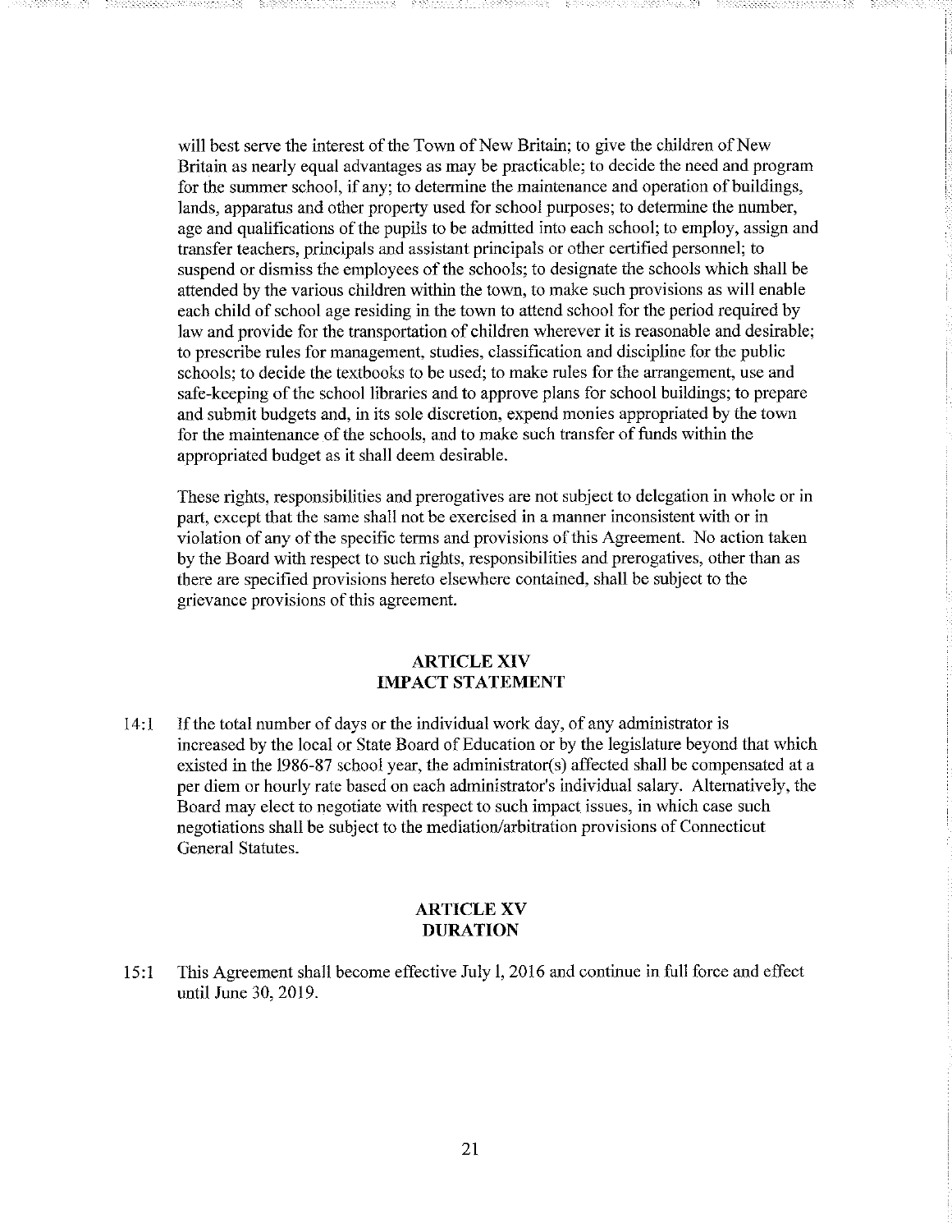will best serve the interest of the Town of New Britain; to give the children of New Britain as nearly equal advantages as may be practicable; to decide the need and program for the summer school, if any; to determine the maintenance and operation of buildings, lands, apparatus and other property used for school purposes; to determine the number, age and qualifications of the pupils to be admitted into each school; to employ, assign and transfer teachers, principals and assistant principals or other certified personnel; to suspend or dismiss the employees of the schools; to designate the schools which shall be attended by the various children within the town, to make such provisions as will enable each child of school age residing in the town to attend school for the period required by law and provide for the transportation of children wherever it is reasonable and desirable; to prescribe rules for management, studies, classification and discipline for the public schools; to decide the textbooks to be used; to make rules for the arrangement, use and safe-keeping of the school libraries and to approve plans for school buildings; to prepare and submit budgets and, in its sole discretion, expend monies appropriated by the town for the maintenance of the schools, and to make such transfer of funds within the appropriated budget as it shall deem desirable.

These rights, responsibilities and prerogatives are not subject to delegation in whole or in part, except that the same shall not be exercised in a manner inconsistent with or in violation of any of the specific terms and provisions of this Agreement. No action taken by the Board with respect to such rights, responsibilities and prerogatives, other than as there are specified provisions hereto elsewhere contained, shall be subject to the grievance provisions of this agreement.

## ARTICLE XIV
## IMPACT STATEMENT

14:1 If the total number of days or the individual work day, of any administrator is increased by the local or State Board of Education or by the legislature beyond that which existed in the 1986-87 school year, the administrator(s) affected shall be compensated at a per diem or hourly rate based on each administrator's individual salary. Alternatively, the Board may elect to negotiate with respect to such impact issues, in which case such negotiations shall be subject to the mediation/arbitration provisions of Connecticut General Statutes.

## ARTICLE XV
## DURATION

15:1 This Agreement shall become effective July 1, 2016 and continue in full force and effect until June 30, 2019.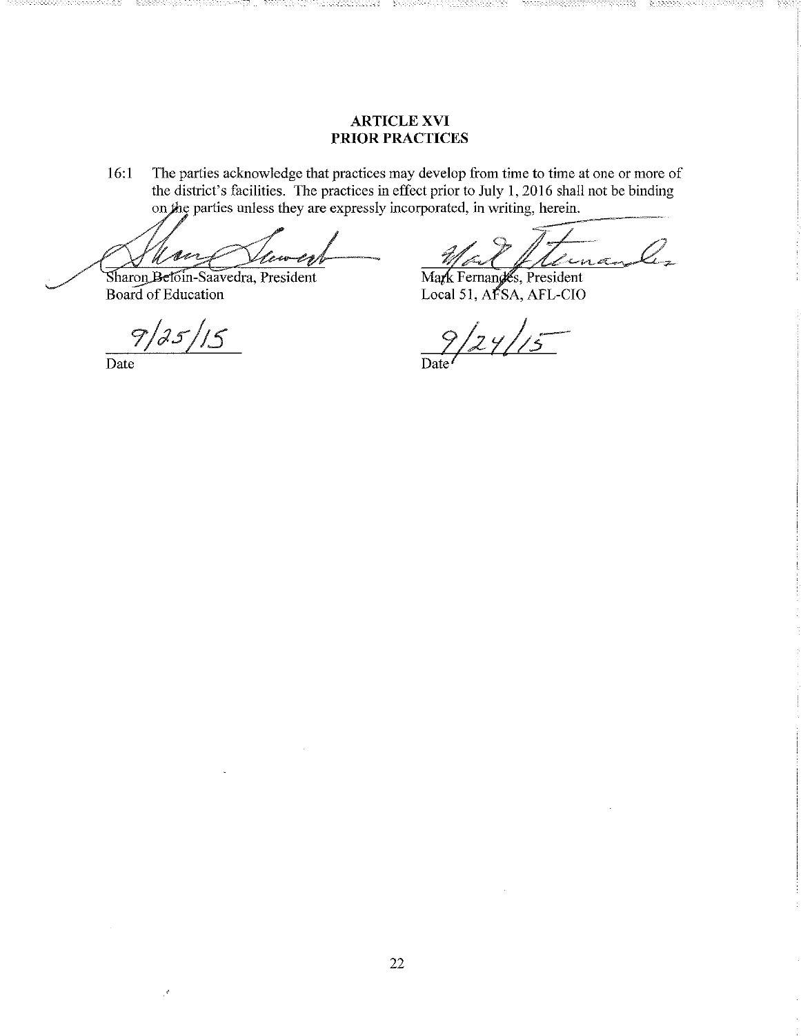## ARTICLE XVI
## PRIOR PRACTICES

16:1 The parties acknowledge that practices may develop from time to time at one or more of the district's facilities. The practices in effect prior to July 1, 2016 shall not be binding on the parties unless they are expressly incorporated, in writing, herein.

| | |
|---|---|
| Sharon Beloin-Saavedra, President | Mark Fernandes, President |
| Board of Education | Local 51, AFSA, AFL-CIO |
| 9/25/15 | 9/24/15 |
| Date | Date |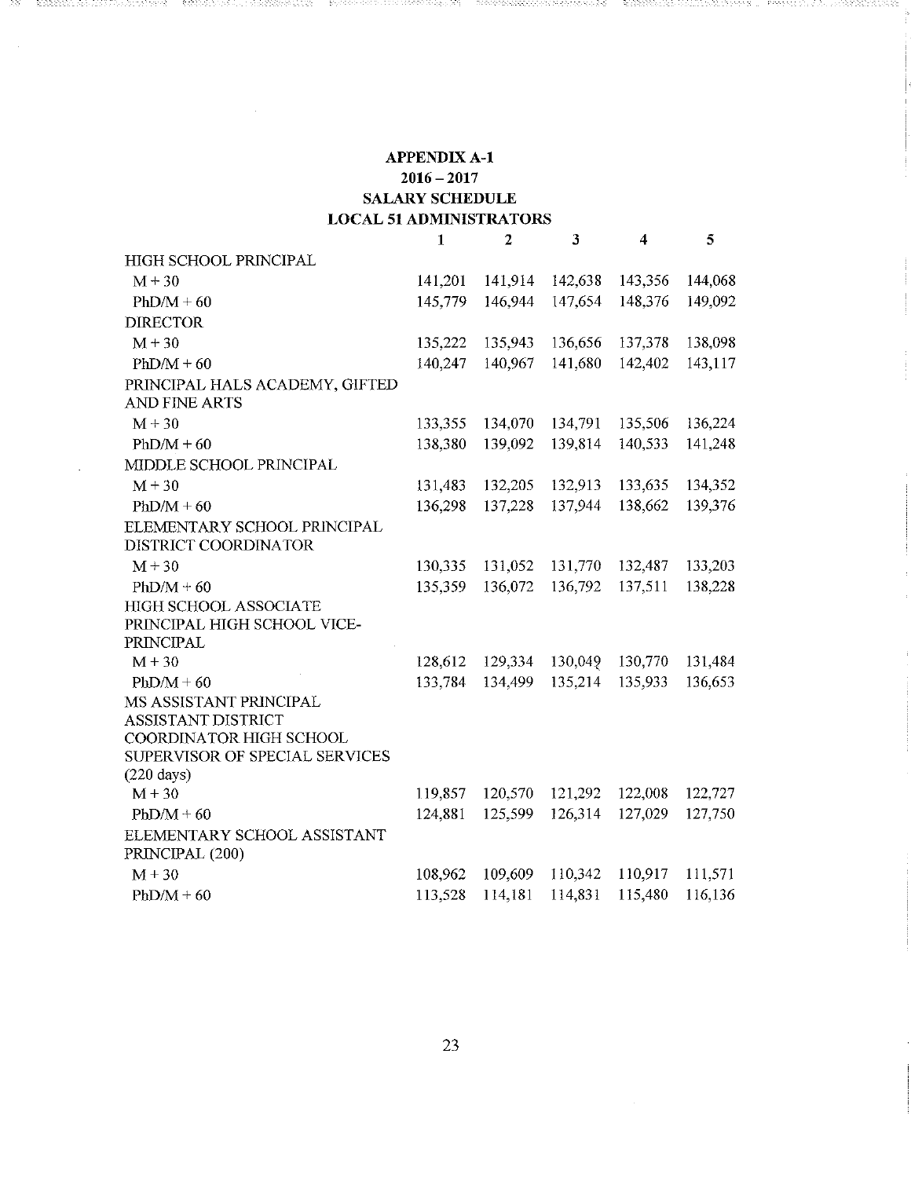## APPENDIX A-1
## 2016 – 2017
## SALARY SCHEDULE
## LOCAL 51 ADMINISTRATORS

| | 1 | 2 | 3 | 4 | 5 |
|---|---|---|---|---|---|
| HIGH SCHOOL PRINCIPAL | | | | | |
| M + 30 | 141,201 | 141,914 | 142,638 | 143,356 | 144,068 |
| PhD/M + 60 | 145,779 | 146,944 | 147,654 | 148,376 | 149,092 |
| DIRECTOR | | | | | |
| M + 30 | 135,222 | 135,943 | 136,656 | 137,378 | 138,098 |
| PhD/M + 60 | 140,247 | 140,967 | 141,680 | 142,402 | 143,117 |
| PRINCIPAL HALS ACADEMY, GIFTED AND FINE ARTS | | | | | |
| M + 30 | 133,355 | 134,070 | 134,791 | 135,506 | 136,224 |
| PhD/M + 60 | 138,380 | 139,092 | 139,814 | 140,533 | 141,248 |
| MIDDLE SCHOOL PRINCIPAL | | | | | |
| M + 30 | 131,483 | 132,205 | 132,913 | 133,635 | 134,352 |
| PhD/M + 60 | 136,298 | 137,228 | 137,944 | 138,662 | 139,376 |
| ELEMENTARY SCHOOL PRINCIPAL DISTRICT COORDINATOR | | | | | |
| M + 30 | 130,335 | 131,052 | 131,770 | 132,487 | 133,203 |
| PhD/M + 60 | 135,359 | 136,072 | 136,792 | 137,511 | 138,228 |
| HIGH SCHOOL ASSOCIATE PRINCIPAL HIGH SCHOOL VICE-PRINCIPAL | | | | | |
| M + 30 | 128,612 | 129,334 | 130,049 | 130,770 | 131,484 |
| PhD/M + 60 | 133,784 | 134,499 | 135,214 | 135,933 | 136,653 |
| MS ASSISTANT PRINCIPAL ASSISTANT DISTRICT COORDINATOR HIGH SCHOOL SUPERVISOR OF SPECIAL SERVICES (220 days) | | | | | |
| M + 30 | 119,857 | 120,570 | 121,292 | 122,008 | 122,727 |
| PhD/M + 60 | 124,881 | 125,599 | 126,314 | 127,029 | 127,750 |
| ELEMENTARY SCHOOL ASSISTANT PRINCIPAL (200) | | | | | |
| M + 30 | 108,962 | 109,609 | 110,342 | 110,917 | 111,571 |
| PhD/M + 60 | 113,528 | 114,181 | 114,831 | 115,480 | 116,136 |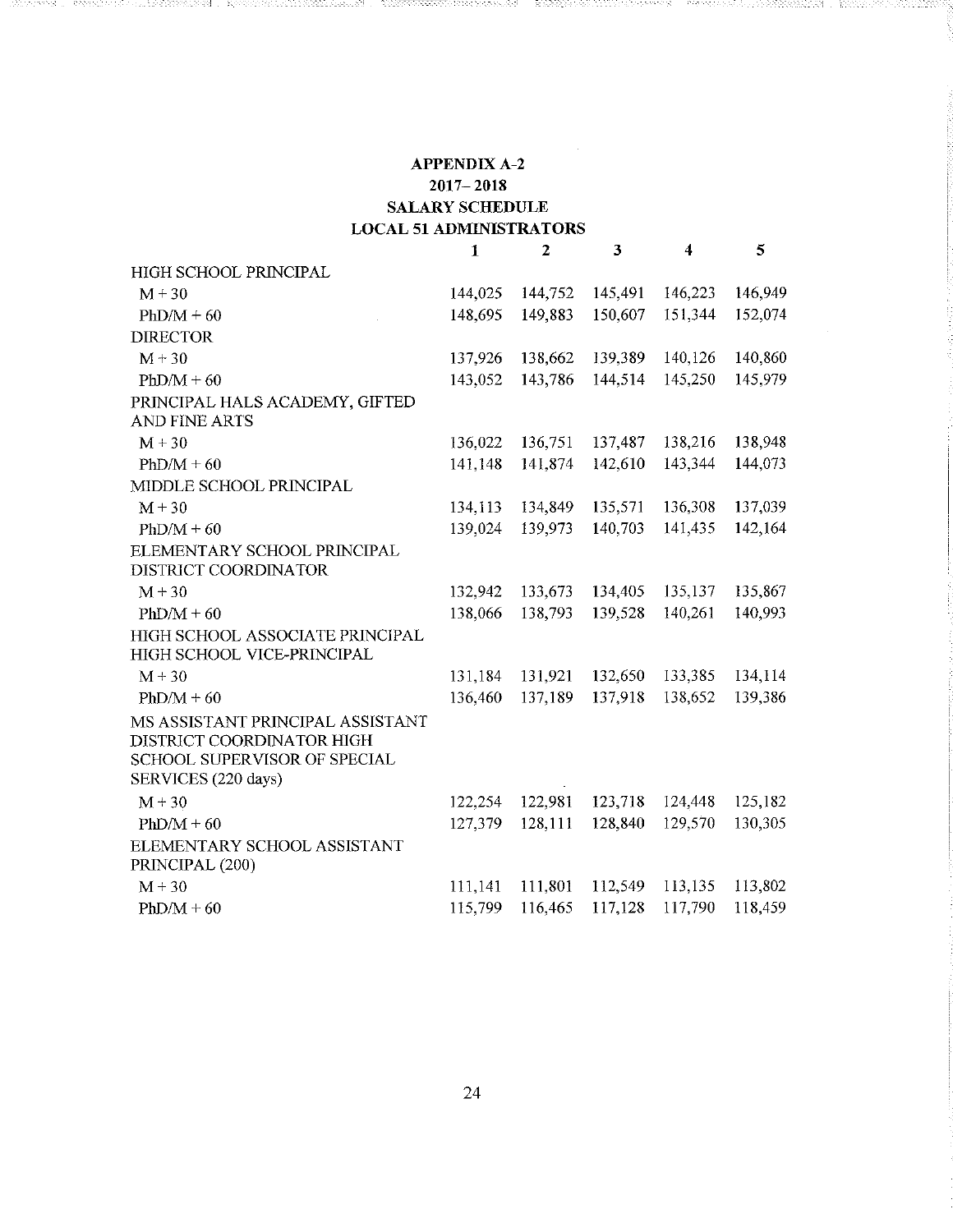**APPENDIX A-2**

**2017– 2018**

**SALARY SCHEDULE**

**LOCAL 51 ADMINISTRATORS**

| | 1 | 2 | 3 | 4 | 5 |
|---|---|---|---|---|---|
| HIGH SCHOOL PRINCIPAL | | | | | |
| M + 30 | 144,025 | 144,752 | 145,491 | 146,223 | 146,949 |
| PhD/M + 60 | 148,695 | 149,883 | 150,607 | 151,344 | 152,074 |
| DIRECTOR | | | | | |
| M + 30 | 137,926 | 138,662 | 139,389 | 140,126 | 140,860 |
| PhD/M + 60 | 143,052 | 143,786 | 144,514 | 145,250 | 145,979 |
| PRINCIPAL HALS ACADEMY, GIFTED AND FINE ARTS | | | | | |
| M + 30 | 136,022 | 136,751 | 137,487 | 138,216 | 138,948 |
| PhD/M + 60 | 141,148 | 141,874 | 142,610 | 143,344 | 144,073 |
| MIDDLE SCHOOL PRINCIPAL | | | | | |
| M + 30 | 134,113 | 134,849 | 135,571 | 136,308 | 137,039 |
| PhD/M + 60 | 139,024 | 139,973 | 140,703 | 141,435 | 142,164 |
| ELEMENTARY SCHOOL PRINCIPAL DISTRICT COORDINATOR | | | | | |
| M + 30 | 132,942 | 133,673 | 134,405 | 135,137 | 135,867 |
| PhD/M + 60 | 138,066 | 138,793 | 139,528 | 140,261 | 140,993 |
| HIGH SCHOOL ASSOCIATE PRINCIPAL HIGH SCHOOL VICE-PRINCIPAL | | | | | |
| M + 30 | 131,184 | 131,921 | 132,650 | 133,385 | 134,114 |
| PhD/M + 60 | 136,460 | 137,189 | 137,918 | 138,652 | 139,386 |
| MS ASSISTANT PRINCIPAL ASSISTANT DISTRICT COORDINATOR HIGH SCHOOL SUPERVISOR OF SPECIAL SERVICES (220 days) | | | | | |
| M + 30 | 122,254 | 122,981 | 123,718 | 124,448 | 125,182 |
| PhD/M + 60 | 127,379 | 128,111 | 128,840 | 129,570 | 130,305 |
| ELEMENTARY SCHOOL ASSISTANT PRINCIPAL (200) | | | | | |
| M + 30 | 111,141 | 111,801 | 112,549 | 113,135 | 113,802 |
| PhD/M + 60 | 115,799 | 116,465 | 117,128 | 117,790 | 118,459 |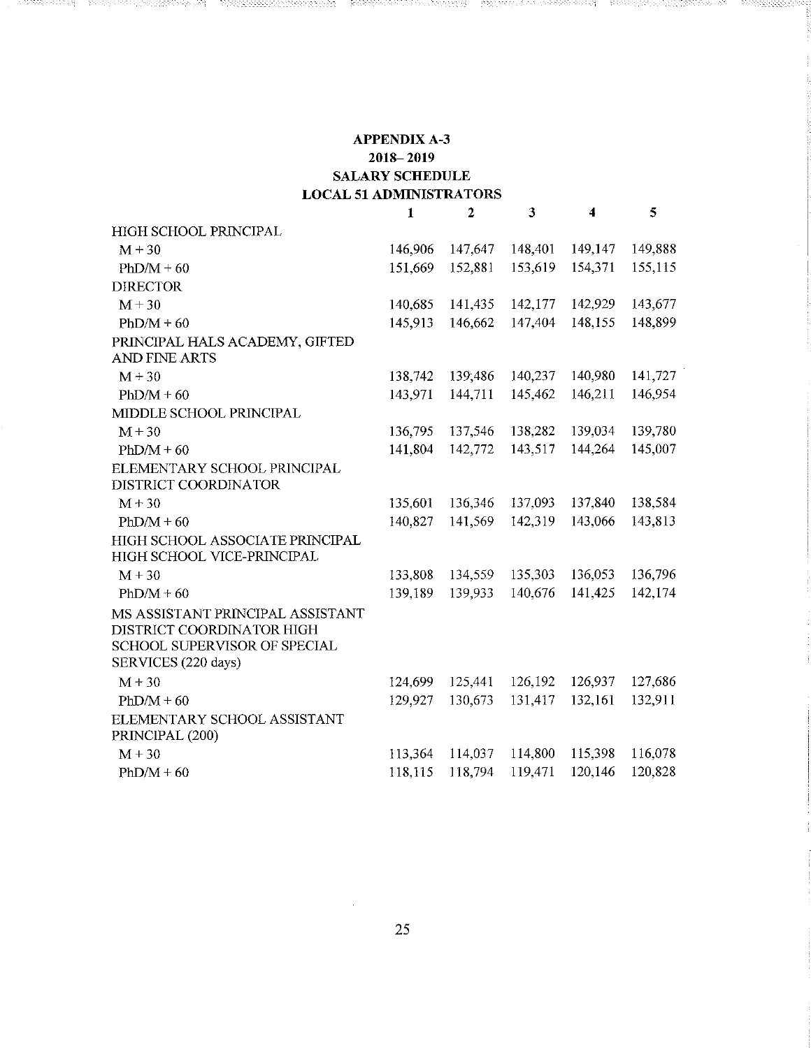**APPENDIX A-3**
**2018– 2019**
**SALARY SCHEDULE**
**LOCAL 51 ADMINISTRATORS**

| | 1 | 2 | 3 | 4 | 5 |
|---|---|---|---|---|---|
| HIGH SCHOOL PRINCIPAL | | | | | |
| M + 30 | 146,906 | 147,647 | 148,401 | 149,147 | 149,888 |
| PhD/M + 60 | 151,669 | 152,881 | 153,619 | 154,371 | 155,115 |
| DIRECTOR | | | | | |
| M + 30 | 140,685 | 141,435 | 142,177 | 142,929 | 143,677 |
| PhD/M + 60 | 145,913 | 146,662 | 147,404 | 148,155 | 148,899 |
| PRINCIPAL HALS ACADEMY, GIFTED AND FINE ARTS | | | | | |
| M + 30 | 138,742 | 139,486 | 140,237 | 140,980 | 141,727 |
| PhD/M + 60 | 143,971 | 144,711 | 145,462 | 146,211 | 146,954 |
| MIDDLE SCHOOL PRINCIPAL | | | | | |
| M + 30 | 136,795 | 137,546 | 138,282 | 139,034 | 139,780 |
| PhD/M + 60 | 141,804 | 142,772 | 143,517 | 144,264 | 145,007 |
| ELEMENTARY SCHOOL PRINCIPAL DISTRICT COORDINATOR | | | | | |
| M + 30 | 135,601 | 136,346 | 137,093 | 137,840 | 138,584 |
| PhD/M + 60 | 140,827 | 141,569 | 142,319 | 143,066 | 143,813 |
| HIGH SCHOOL ASSOCIATE PRINCIPAL HIGH SCHOOL VICE-PRINCIPAL | | | | | |
| M + 30 | 133,808 | 134,559 | 135,303 | 136,053 | 136,796 |
| PhD/M + 60 | 139,189 | 139,933 | 140,676 | 141,425 | 142,174 |
| MS ASSISTANT PRINCIPAL ASSISTANT DISTRICT COORDINATOR HIGH SCHOOL SUPERVISOR OF SPECIAL SERVICES (220 days) | | | | | |
| M + 30 | 124,699 | 125,441 | 126,192 | 126,937 | 127,686 |
| PhD/M + 60 | 129,927 | 130,673 | 131,417 | 132,161 | 132,911 |
| ELEMENTARY SCHOOL ASSISTANT PRINCIPAL (200) | | | | | |
| M + 30 | 113,364 | 114,037 | 114,800 | 115,398 | 116,078 |
| PhD/M + 60 | 118,115 | 118,794 | 119,471 | 120,146 | 120,828 |